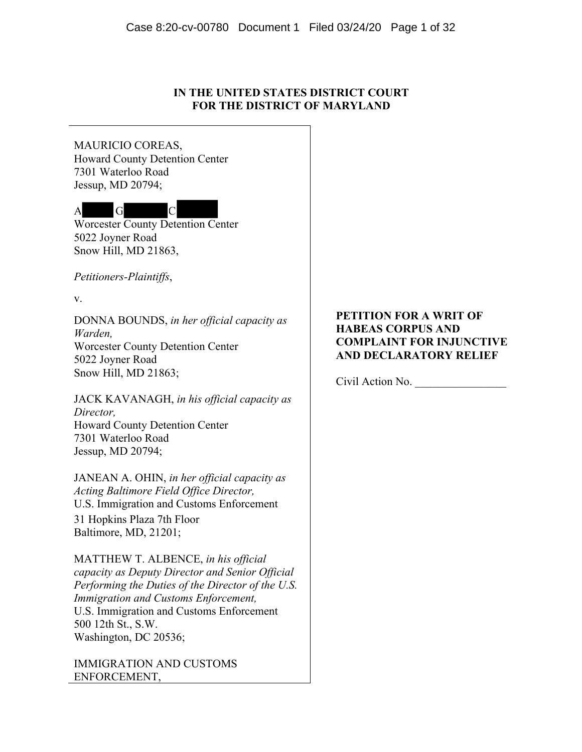**IN THE UNITED STATES DISTRICT COURT**
**FOR THE DISTRICT OF MARYLAND**

MAURICIO COREAS,
Howard County Detention Center
7301 Waterloo Road
Jessup, MD 20794;

A█ G█ C█
Worcester County Detention Center
5022 Joyner Road
Snow Hill, MD 21863,

*Petitioners-Plaintiffs*,

v.

DONNA BOUNDS, *in her official capacity as Warden,*
Worcester County Detention Center
5022 Joyner Road
Snow Hill, MD 21863;

JACK KAVANAGH, *in his official capacity as Director,*
Howard County Detention Center
7301 Waterloo Road
Jessup, MD 20794;

JANEAN A. OHIN, *in her official capacity as Acting Baltimore Field Office Director,*
U.S. Immigration and Customs Enforcement
31 Hopkins Plaza 7th Floor
Baltimore, MD, 21201;

MATTHEW T. ALBENCE, *in his official capacity as Deputy Director and Senior Official Performing the Duties of the Director of the U.S. Immigration and Customs Enforcement,*
U.S. Immigration and Customs Enforcement
500 12th St., S.W.
Washington, DC 20536;

IMMIGRATION AND CUSTOMS ENFORCEMENT,

**PETITION FOR A WRIT OF HABEAS CORPUS AND COMPLAINT FOR INJUNCTIVE AND DECLARATORY RELIEF**

Civil Action No. ________________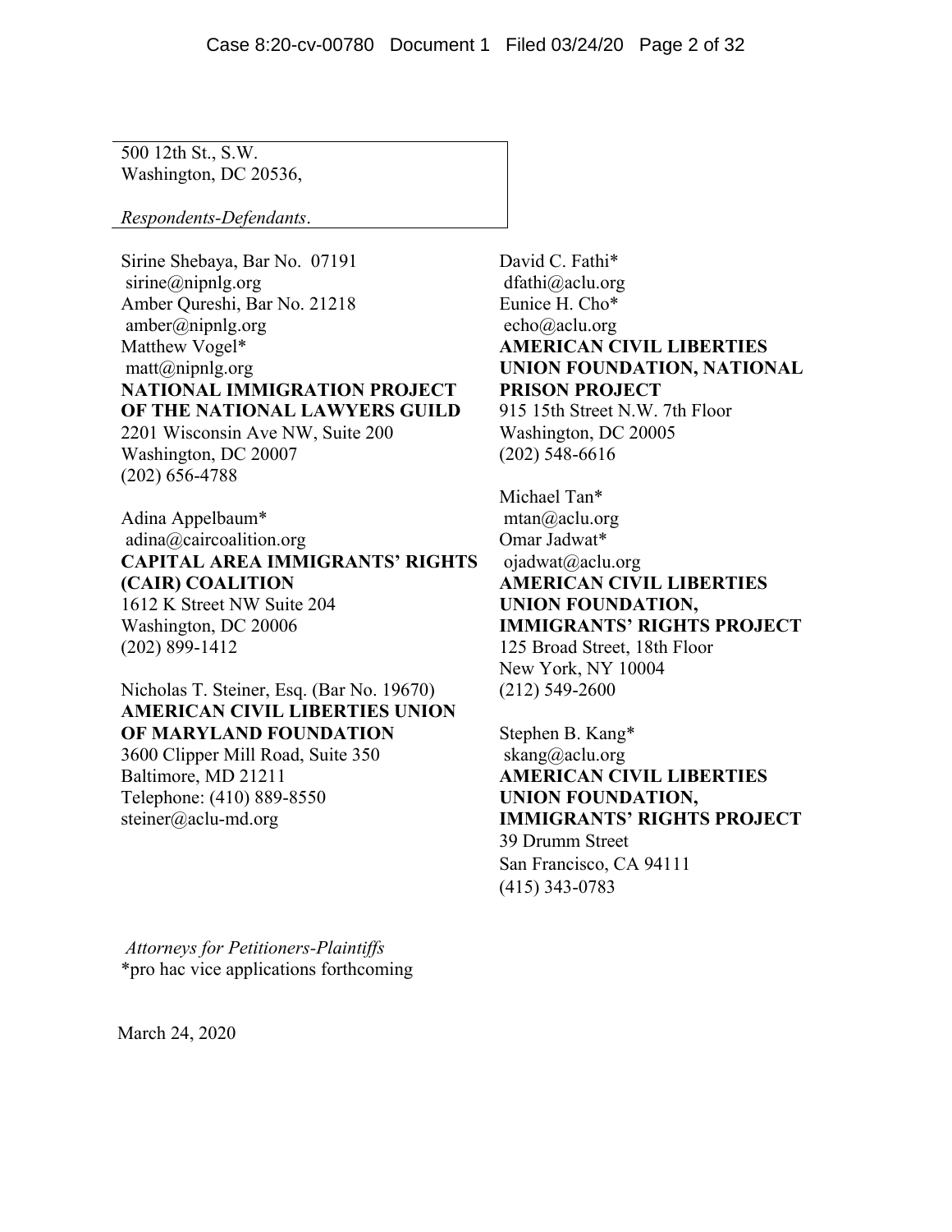500 12th St., S.W.
Washington, DC 20536,

*Respondents-Defendants*.

Sirine Shebaya, Bar No. 07191
sirine@nipnlg.org
Amber Qureshi, Bar No. 21218
amber@nipnlg.org
Matthew Vogel*
matt@nipnlg.org
**NATIONAL IMMIGRATION PROJECT OF THE NATIONAL LAWYERS GUILD**
2201 Wisconsin Ave NW, Suite 200
Washington, DC 20007
(202) 656-4788

Adina Appelbaum*
adina@caircoalition.org
**CAPITAL AREA IMMIGRANTS' RIGHTS (CAIR) COALITION**
1612 K Street NW Suite 204
Washington, DC 20006
(202) 899-1412

Nicholas T. Steiner, Esq. (Bar No. 19670)
**AMERICAN CIVIL LIBERTIES UNION OF MARYLAND FOUNDATION**
3600 Clipper Mill Road, Suite 350
Baltimore, MD 21211
Telephone: (410) 889-8550
steiner@aclu-md.org

David C. Fathi*
dfathi@aclu.org
Eunice H. Cho*
echo@aclu.org
**AMERICAN CIVIL LIBERTIES UNION FOUNDATION, NATIONAL PRISON PROJECT**
915 15th Street N.W. 7th Floor
Washington, DC 20005
(202) 548-6616

Michael Tan*
mtan@aclu.org
Omar Jadwat*
ojadwat@aclu.org
**AMERICAN CIVIL LIBERTIES UNION FOUNDATION, IMMIGRANTS' RIGHTS PROJECT**
125 Broad Street, 18th Floor
New York, NY 10004
(212) 549-2600

Stephen B. Kang*
skang@aclu.org
**AMERICAN CIVIL LIBERTIES UNION FOUNDATION, IMMIGRANTS' RIGHTS PROJECT**
39 Drumm Street
San Francisco, CA 94111
(415) 343-0783

*Attorneys for Petitioners-Plaintiffs*
*pro hac vice applications forthcoming

March 24, 2020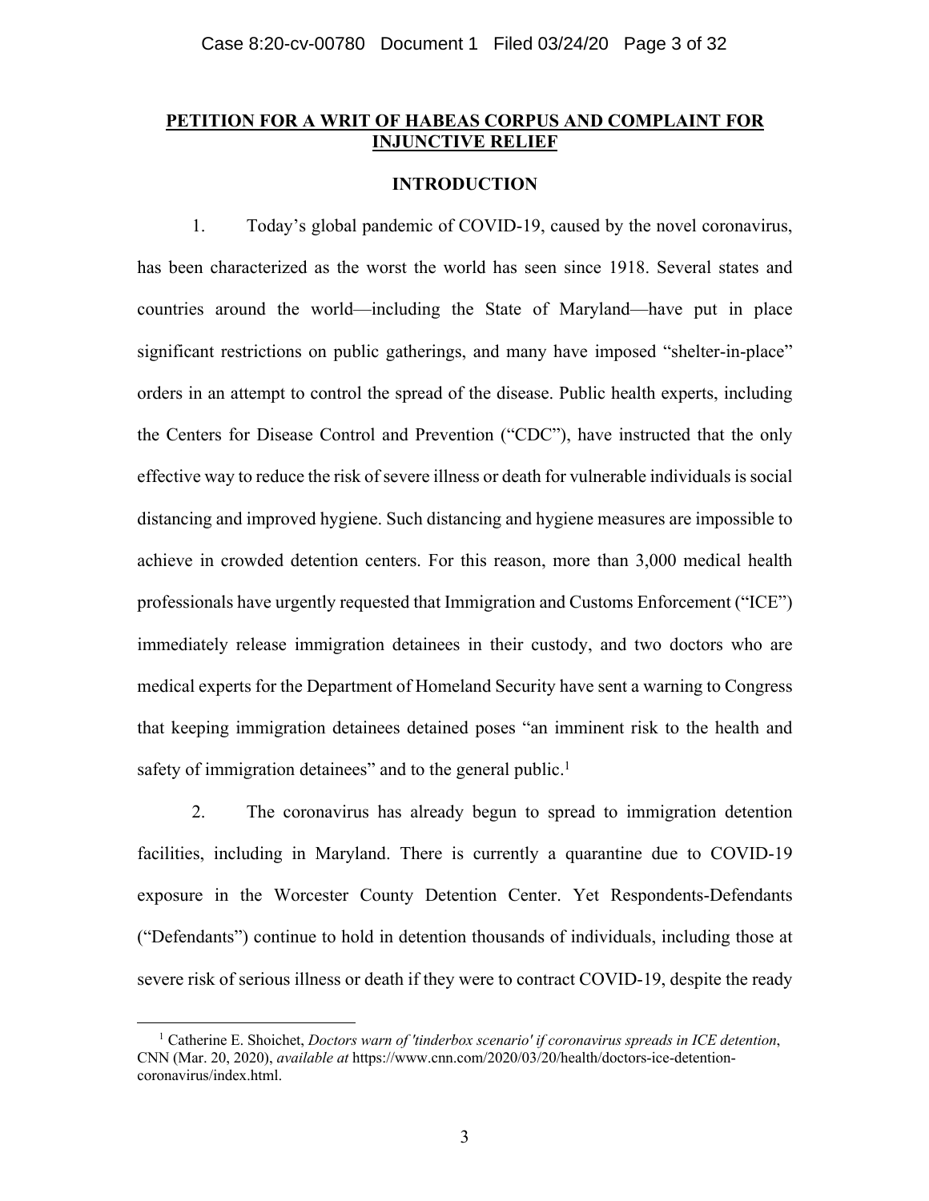## PETITION FOR A WRIT OF HABEAS CORPUS AND COMPLAINT FOR INJUNCTIVE RELIEF

### INTRODUCTION

1. Today's global pandemic of COVID-19, caused by the novel coronavirus, has been characterized as the worst the world has seen since 1918. Several states and countries around the world—including the State of Maryland—have put in place significant restrictions on public gatherings, and many have imposed "shelter-in-place" orders in an attempt to control the spread of the disease. Public health experts, including the Centers for Disease Control and Prevention ("CDC"), have instructed that the only effective way to reduce the risk of severe illness or death for vulnerable individuals is social distancing and improved hygiene. Such distancing and hygiene measures are impossible to achieve in crowded detention centers. For this reason, more than 3,000 medical health professionals have urgently requested that Immigration and Customs Enforcement ("ICE") immediately release immigration detainees in their custody, and two doctors who are medical experts for the Department of Homeland Security have sent a warning to Congress that keeping immigration detainees detained poses "an imminent risk to the health and safety of immigration detainees" and to the general public.[1]

2. The coronavirus has already begun to spread to immigration detention facilities, including in Maryland. There is currently a quarantine due to COVID-19 exposure in the Worcester County Detention Center. Yet Respondents-Defendants ("Defendants") continue to hold in detention thousands of individuals, including those at severe risk of serious illness or death if they were to contract COVID-19, despite the ready

[1] Catherine E. Shoichet, *Doctors warn of 'tinderbox scenario' if coronavirus spreads in ICE detention*, CNN (Mar. 20, 2020), *available at* https://www.cnn.com/2020/03/20/health/doctors-ice-detention-coronavirus/index.html.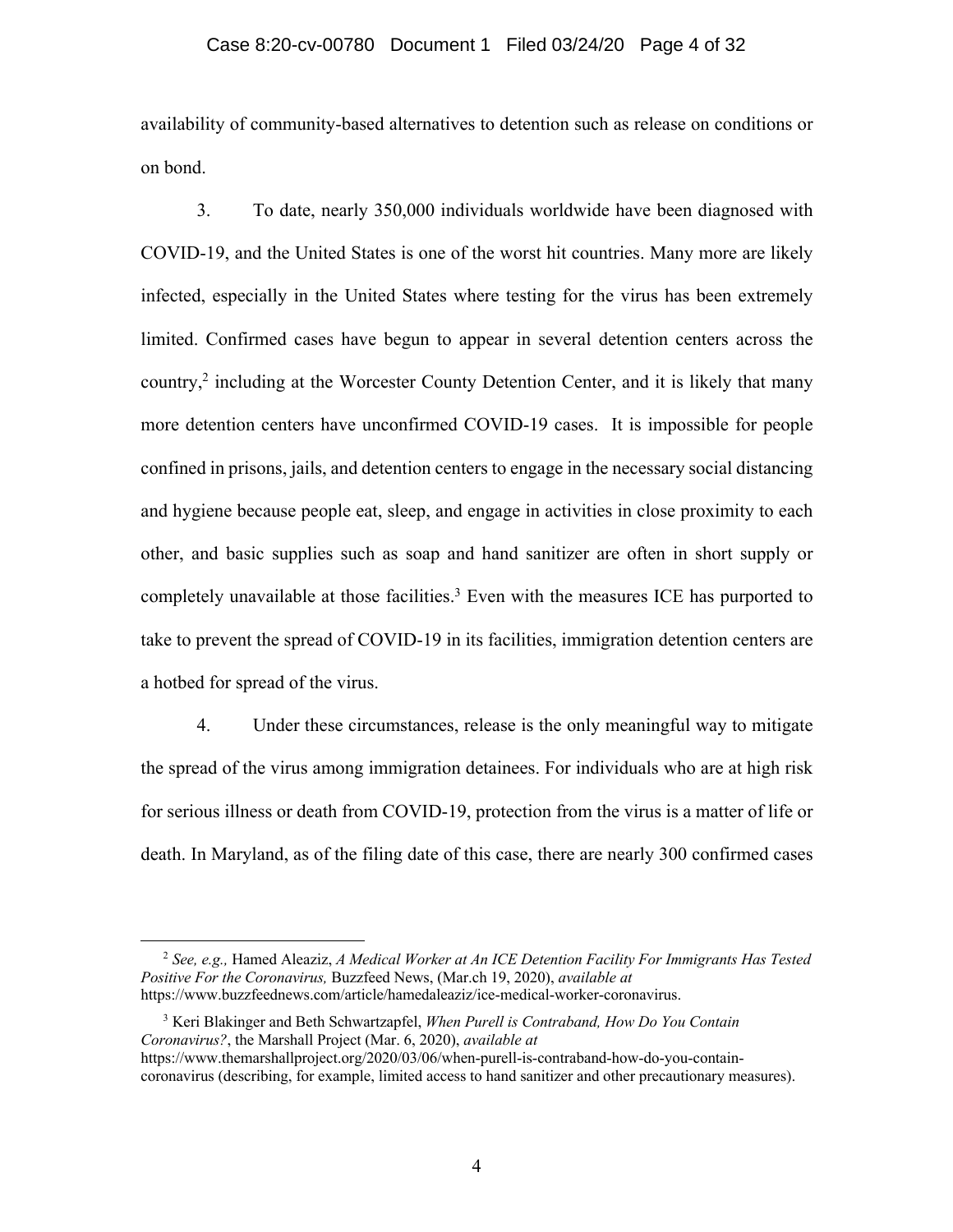availability of community-based alternatives to detention such as release on conditions or on bond.

3. To date, nearly 350,000 individuals worldwide have been diagnosed with COVID-19, and the United States is one of the worst hit countries. Many more are likely infected, especially in the United States where testing for the virus has been extremely limited. Confirmed cases have begun to appear in several detention centers across the country,[2] including at the Worcester County Detention Center, and it is likely that many more detention centers have unconfirmed COVID-19 cases. It is impossible for people confined in prisons, jails, and detention centers to engage in the necessary social distancing and hygiene because people eat, sleep, and engage in activities in close proximity to each other, and basic supplies such as soap and hand sanitizer are often in short supply or completely unavailable at those facilities.[3] Even with the measures ICE has purported to take to prevent the spread of COVID-19 in its facilities, immigration detention centers are a hotbed for spread of the virus.

4. Under these circumstances, release is the only meaningful way to mitigate the spread of the virus among immigration detainees. For individuals who are at high risk for serious illness or death from COVID-19, protection from the virus is a matter of life or death. In Maryland, as of the filing date of this case, there are nearly 300 confirmed cases

---

[2] *See, e.g.,* Hamed Aleaziz, *A Medical Worker at An ICE Detention Facility For Immigrants Has Tested Positive For the Coronavirus,* Buzzfeed News, (Mar.ch 19, 2020), *available at* https://www.buzzfeednews.com/article/hamedaleaziz/ice-medical-worker-coronavirus.

[3] Keri Blakinger and Beth Schwartzapfel, *When Purell is Contraband, How Do You Contain Coronavirus?*, the Marshall Project (Mar. 6, 2020), *available at* https://www.themarshallproject.org/2020/03/06/when-purell-is-contraband-how-do-you-contain-coronavirus (describing, for example, limited access to hand sanitizer and other precautionary measures).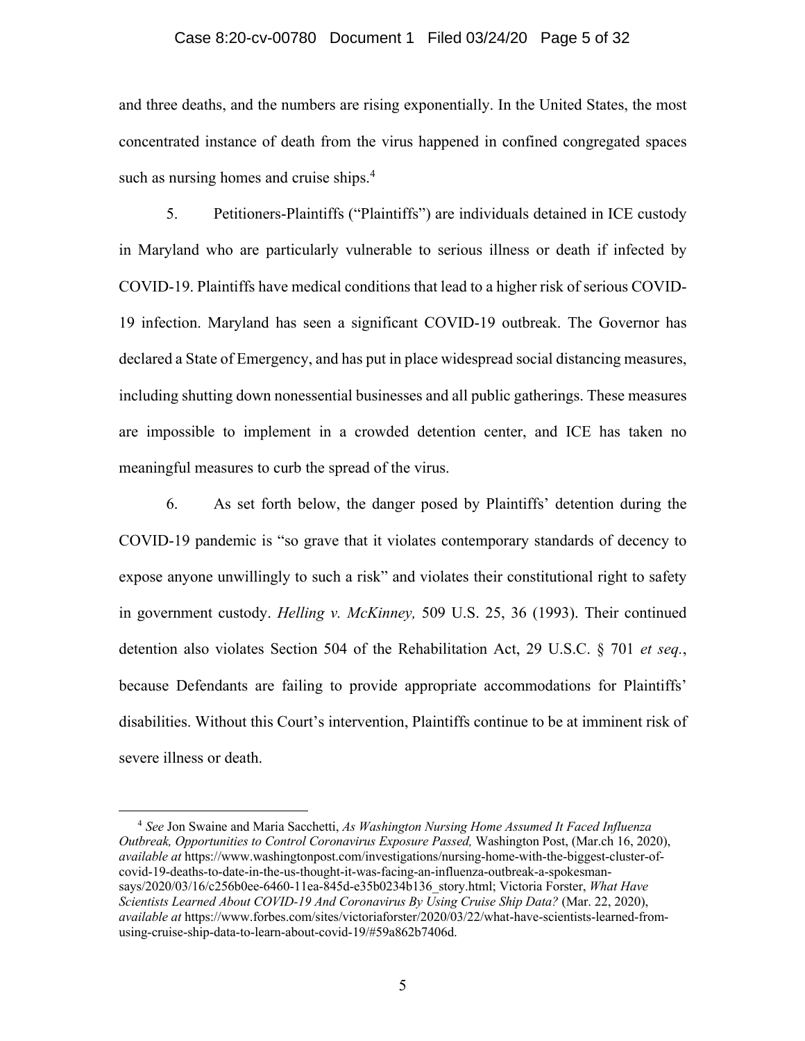and three deaths, and the numbers are rising exponentially. In the United States, the most concentrated instance of death from the virus happened in confined congregated spaces such as nursing homes and cruise ships.[4]

5. Petitioners-Plaintiffs ("Plaintiffs") are individuals detained in ICE custody in Maryland who are particularly vulnerable to serious illness or death if infected by COVID-19. Plaintiffs have medical conditions that lead to a higher risk of serious COVID-19 infection. Maryland has seen a significant COVID-19 outbreak. The Governor has declared a State of Emergency, and has put in place widespread social distancing measures, including shutting down nonessential businesses and all public gatherings. These measures are impossible to implement in a crowded detention center, and ICE has taken no meaningful measures to curb the spread of the virus.

6. As set forth below, the danger posed by Plaintiffs' detention during the COVID-19 pandemic is "so grave that it violates contemporary standards of decency to expose anyone unwillingly to such a risk" and violates their constitutional right to safety in government custody. *Helling v. McKinney,* 509 U.S. 25, 36 (1993). Their continued detention also violates Section 504 of the Rehabilitation Act, 29 U.S.C. § 701 *et seq.*, because Defendants are failing to provide appropriate accommodations for Plaintiffs' disabilities. Without this Court's intervention, Plaintiffs continue to be at imminent risk of severe illness or death.

---

[4] *See* Jon Swaine and Maria Sacchetti, *As Washington Nursing Home Assumed It Faced Influenza Outbreak, Opportunities to Control Coronavirus Exposure Passed,* Washington Post, (Mar.ch 16, 2020), *available at* https://www.washingtonpost.com/investigations/nursing-home-with-the-biggest-cluster-of-covid-19-deaths-to-date-in-the-us-thought-it-was-facing-an-influenza-outbreak-a-spokesman-says/2020/03/16/c256b0ee-6460-11ea-845d-e35b0234b136_story.html; Victoria Forster, *What Have Scientists Learned About COVID-19 And Coronavirus By Using Cruise Ship Data?* (Mar. 22, 2020), *available at* https://www.forbes.com/sites/victoriaforster/2020/03/22/what-have-scientists-learned-from-using-cruise-ship-data-to-learn-about-covid-19/#59a862b7406d.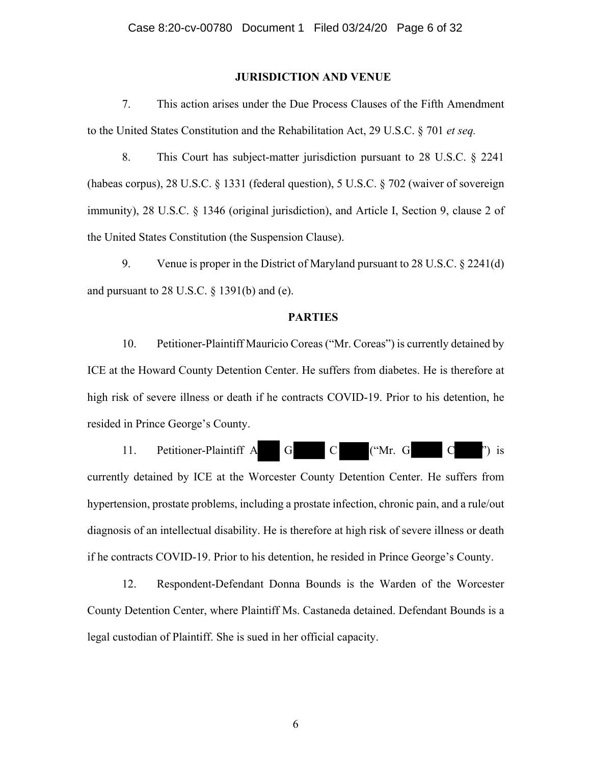## JURISDICTION AND VENUE

7. This action arises under the Due Process Clauses of the Fifth Amendment to the United States Constitution and the Rehabilitation Act, 29 U.S.C. § 701 *et seq.*

8. This Court has subject-matter jurisdiction pursuant to 28 U.S.C. § 2241 (habeas corpus), 28 U.S.C. § 1331 (federal question), 5 U.S.C. § 702 (waiver of sovereign immunity), 28 U.S.C. § 1346 (original jurisdiction), and Article I, Section 9, clause 2 of the United States Constitution (the Suspension Clause).

9. Venue is proper in the District of Maryland pursuant to 28 U.S.C. § 2241(d) and pursuant to 28 U.S.C. § 1391(b) and (e).

## PARTIES

10. Petitioner-Plaintiff Mauricio Coreas ("Mr. Coreas") is currently detained by ICE at the Howard County Detention Center. He suffers from diabetes. He is therefore at high risk of severe illness or death if he contracts COVID-19. Prior to his detention, he resided in Prince George's County.

11. Petitioner-Plaintiff A█ G█ C█ ("Mr. G█ C█") is currently detained by ICE at the Worcester County Detention Center. He suffers from hypertension, prostate problems, including a prostate infection, chronic pain, and a rule/out diagnosis of an intellectual disability. He is therefore at high risk of severe illness or death if he contracts COVID-19. Prior to his detention, he resided in Prince George's County.

12. Respondent-Defendant Donna Bounds is the Warden of the Worcester County Detention Center, where Plaintiff Ms. Castaneda detained. Defendant Bounds is a legal custodian of Plaintiff. She is sued in her official capacity.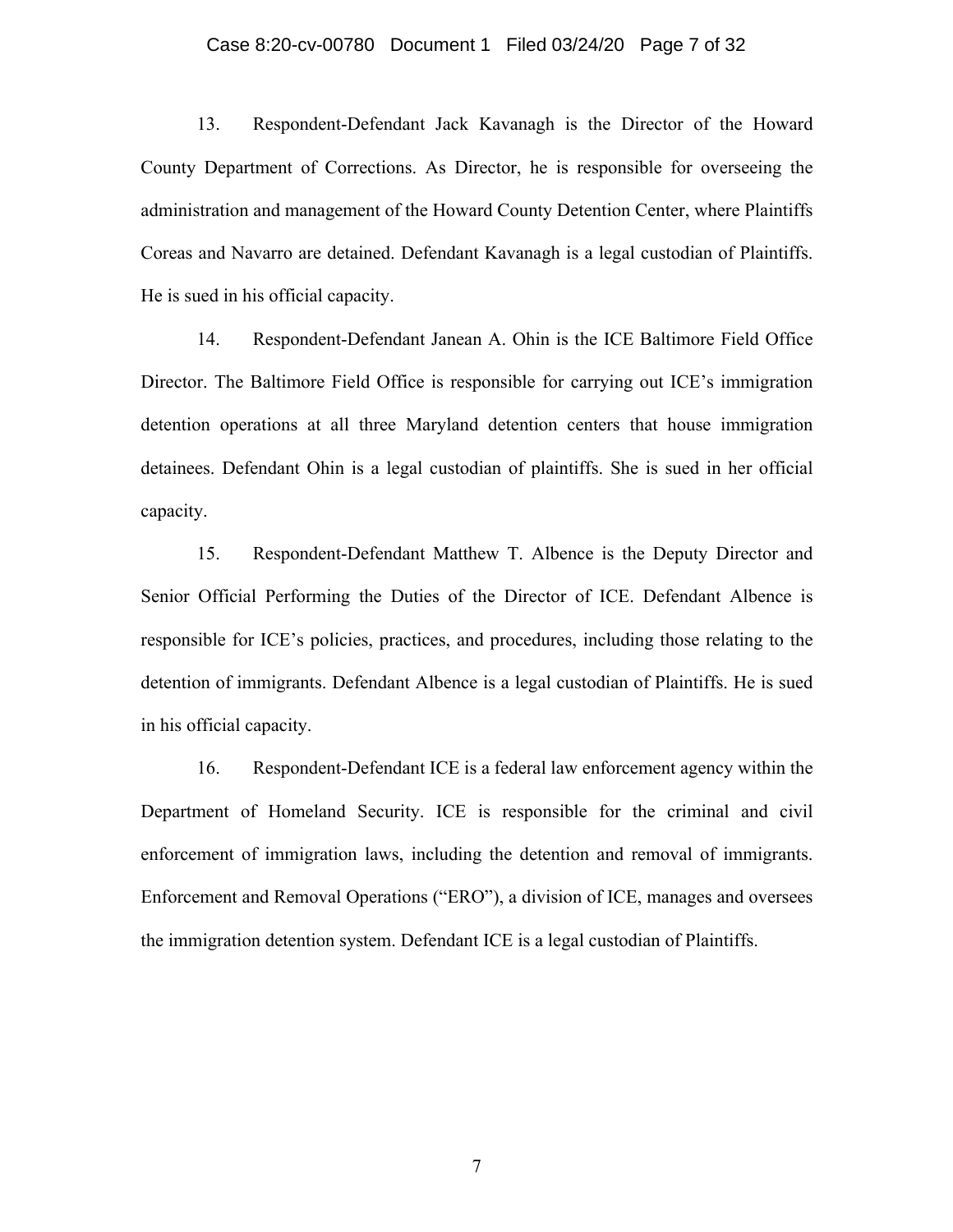13. Respondent-Defendant Jack Kavanagh is the Director of the Howard County Department of Corrections. As Director, he is responsible for overseeing the administration and management of the Howard County Detention Center, where Plaintiffs Coreas and Navarro are detained. Defendant Kavanagh is a legal custodian of Plaintiffs. He is sued in his official capacity.

14. Respondent-Defendant Janean A. Ohin is the ICE Baltimore Field Office Director. The Baltimore Field Office is responsible for carrying out ICE's immigration detention operations at all three Maryland detention centers that house immigration detainees. Defendant Ohin is a legal custodian of plaintiffs. She is sued in her official capacity.

15. Respondent-Defendant Matthew T. Albence is the Deputy Director and Senior Official Performing the Duties of the Director of ICE. Defendant Albence is responsible for ICE's policies, practices, and procedures, including those relating to the detention of immigrants. Defendant Albence is a legal custodian of Plaintiffs. He is sued in his official capacity.

16. Respondent-Defendant ICE is a federal law enforcement agency within the Department of Homeland Security. ICE is responsible for the criminal and civil enforcement of immigration laws, including the detention and removal of immigrants. Enforcement and Removal Operations ("ERO"), a division of ICE, manages and oversees the immigration detention system. Defendant ICE is a legal custodian of Plaintiffs.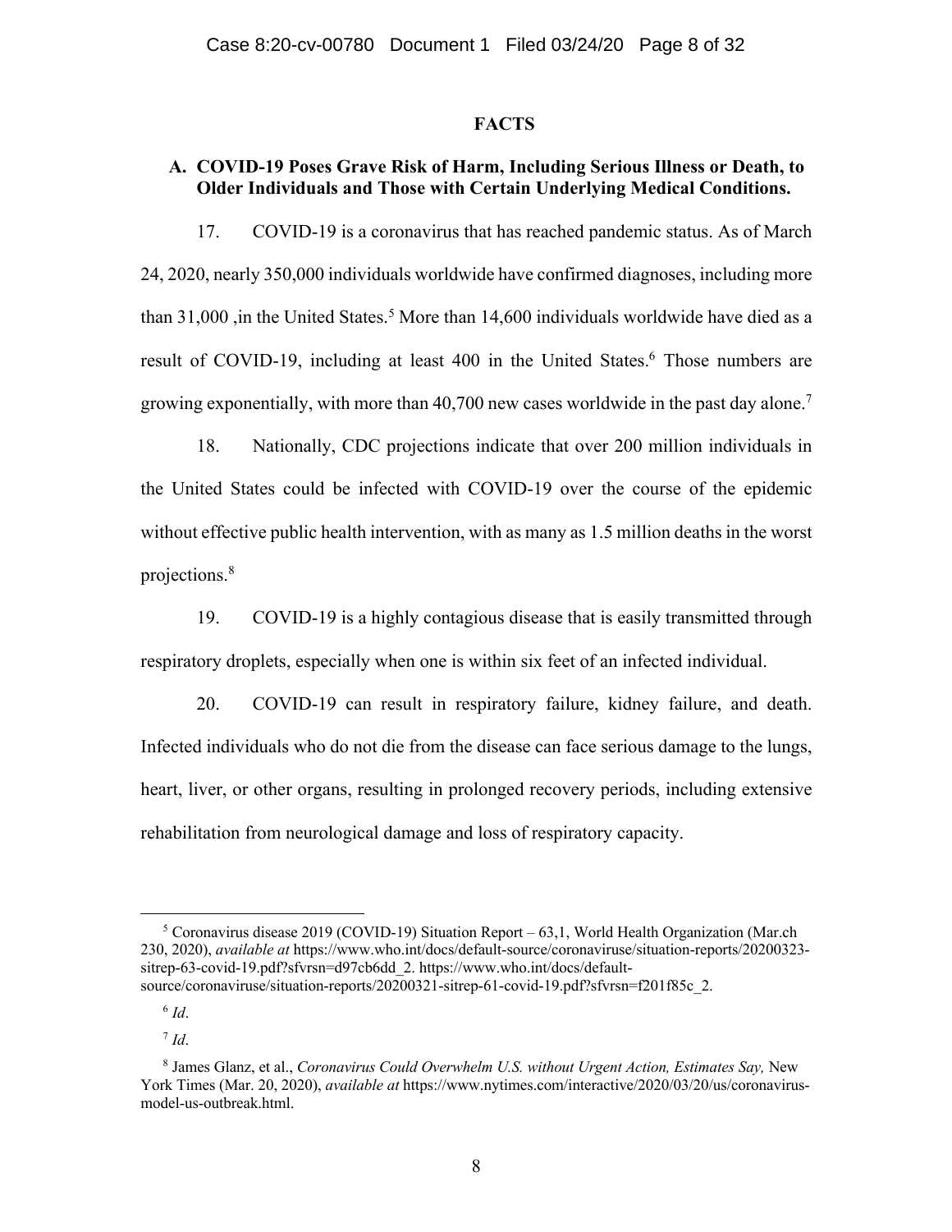## FACTS

### A. COVID-19 Poses Grave Risk of Harm, Including Serious Illness or Death, to Older Individuals and Those with Certain Underlying Medical Conditions.

17. COVID-19 is a coronavirus that has reached pandemic status. As of March 24, 2020, nearly 350,000 individuals worldwide have confirmed diagnoses, including more than 31,000 ,in the United States.[5] More than 14,600 individuals worldwide have died as a result of COVID-19, including at least 400 in the United States.[6] Those numbers are growing exponentially, with more than 40,700 new cases worldwide in the past day alone.[7]

18. Nationally, CDC projections indicate that over 200 million individuals in the United States could be infected with COVID-19 over the course of the epidemic without effective public health intervention, with as many as 1.5 million deaths in the worst projections.[8]

19. COVID-19 is a highly contagious disease that is easily transmitted through respiratory droplets, especially when one is within six feet of an infected individual.

20. COVID-19 can result in respiratory failure, kidney failure, and death. Infected individuals who do not die from the disease can face serious damage to the lungs, heart, liver, or other organs, resulting in prolonged recovery periods, including extensive rehabilitation from neurological damage and loss of respiratory capacity.

---

[5] Coronavirus disease 2019 (COVID-19) Situation Report – 63,1, World Health Organization (Mar.ch 230, 2020), *available at* https://www.who.int/docs/default-source/coronaviruse/situation-reports/20200323-sitrep-63-covid-19.pdf?sfvrsn=d97cb6dd_2. https://www.who.int/docs/default-source/coronaviruse/situation-reports/20200321-sitrep-61-covid-19.pdf?sfvrsn=f201f85c_2.

[6] *Id*.

[7] *Id*.

[8] James Glanz, et al., *Coronavirus Could Overwhelm U.S. without Urgent Action, Estimates Say,* New York Times (Mar. 20, 2020), *available at* https://www.nytimes.com/interactive/2020/03/20/us/coronavirus-model-us-outbreak.html.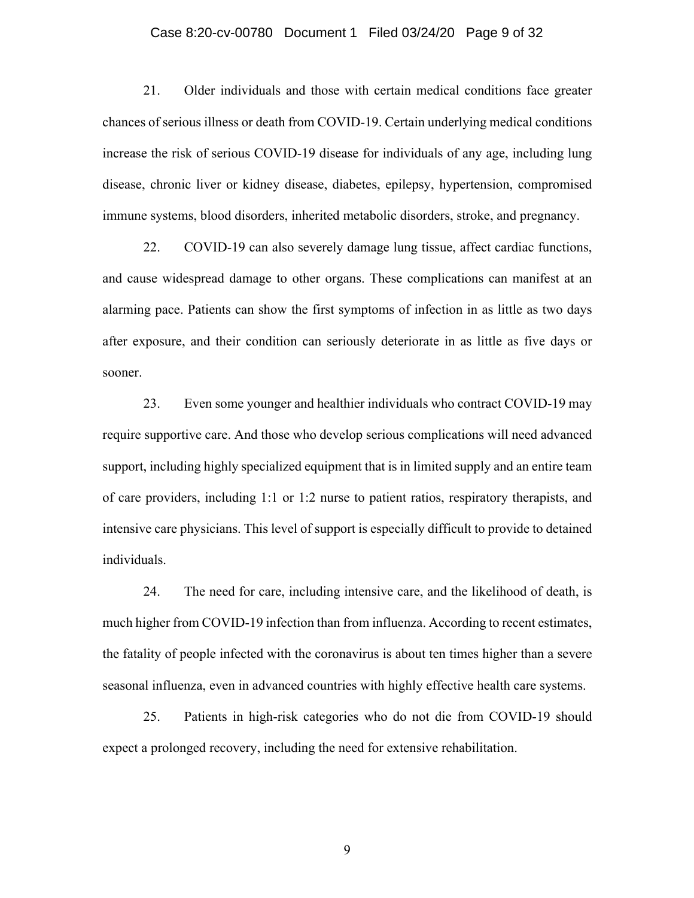21. Older individuals and those with certain medical conditions face greater chances of serious illness or death from COVID-19. Certain underlying medical conditions increase the risk of serious COVID-19 disease for individuals of any age, including lung disease, chronic liver or kidney disease, diabetes, epilepsy, hypertension, compromised immune systems, blood disorders, inherited metabolic disorders, stroke, and pregnancy.

22. COVID-19 can also severely damage lung tissue, affect cardiac functions, and cause widespread damage to other organs. These complications can manifest at an alarming pace. Patients can show the first symptoms of infection in as little as two days after exposure, and their condition can seriously deteriorate in as little as five days or sooner.

23. Even some younger and healthier individuals who contract COVID-19 may require supportive care. And those who develop serious complications will need advanced support, including highly specialized equipment that is in limited supply and an entire team of care providers, including 1:1 or 1:2 nurse to patient ratios, respiratory therapists, and intensive care physicians. This level of support is especially difficult to provide to detained individuals.

24. The need for care, including intensive care, and the likelihood of death, is much higher from COVID-19 infection than from influenza. According to recent estimates, the fatality of people infected with the coronavirus is about ten times higher than a severe seasonal influenza, even in advanced countries with highly effective health care systems.

25. Patients in high-risk categories who do not die from COVID-19 should expect a prolonged recovery, including the need for extensive rehabilitation.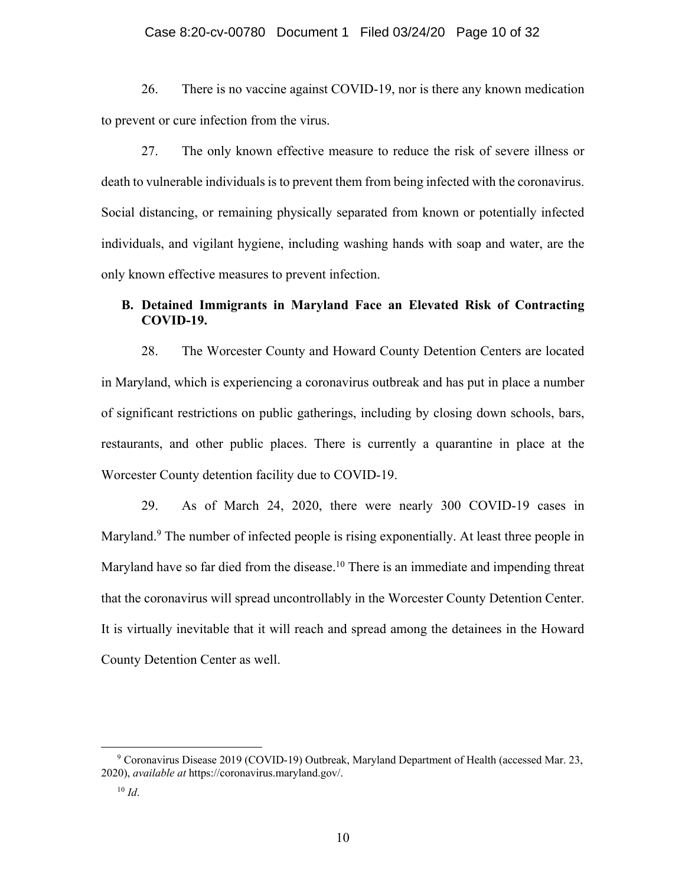26. There is no vaccine against COVID-19, nor is there any known medication to prevent or cure infection from the virus.

27. The only known effective measure to reduce the risk of severe illness or death to vulnerable individuals is to prevent them from being infected with the coronavirus. Social distancing, or remaining physically separated from known or potentially infected individuals, and vigilant hygiene, including washing hands with soap and water, are the only known effective measures to prevent infection.

### B. Detained Immigrants in Maryland Face an Elevated Risk of Contracting COVID-19.

28. The Worcester County and Howard County Detention Centers are located in Maryland, which is experiencing a coronavirus outbreak and has put in place a number of significant restrictions on public gatherings, including by closing down schools, bars, restaurants, and other public places. There is currently a quarantine in place at the Worcester County detention facility due to COVID-19.

29. As of March 24, 2020, there were nearly 300 COVID-19 cases in Maryland.[9] The number of infected people is rising exponentially. At least three people in Maryland have so far died from the disease.[10] There is an immediate and impending threat that the coronavirus will spread uncontrollably in the Worcester County Detention Center. It is virtually inevitable that it will reach and spread among the detainees in the Howard County Detention Center as well.

---

[9] Coronavirus Disease 2019 (COVID-19) Outbreak, Maryland Department of Health (accessed Mar. 23, 2020), *available at* https://coronavirus.maryland.gov/.

[10] *Id*.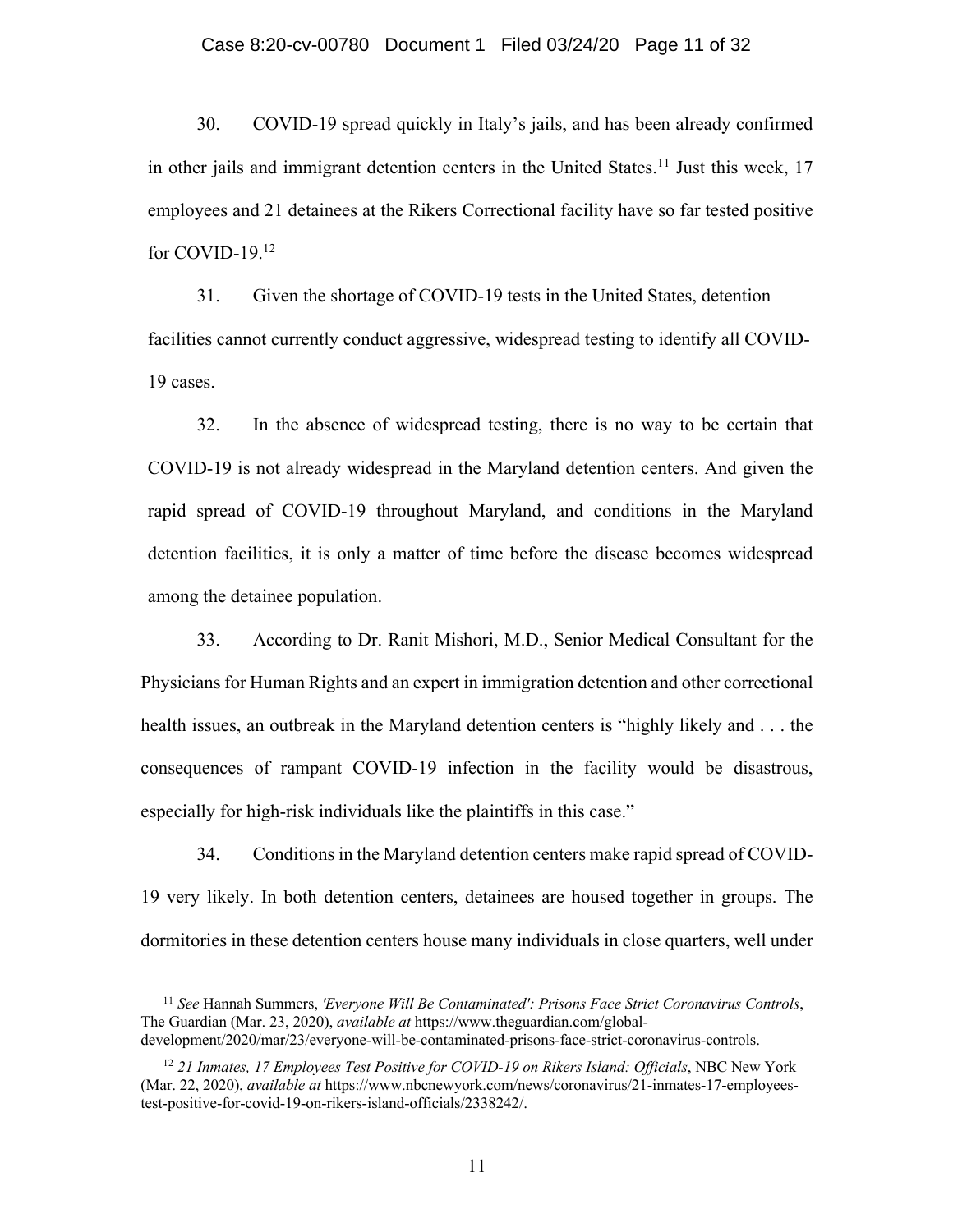30. COVID-19 spread quickly in Italy's jails, and has been already confirmed in other jails and immigrant detention centers in the United States.[11] Just this week, 17 employees and 21 detainees at the Rikers Correctional facility have so far tested positive for COVID-19.[12]

31. Given the shortage of COVID-19 tests in the United States, detention facilities cannot currently conduct aggressive, widespread testing to identify all COVID-19 cases.

32. In the absence of widespread testing, there is no way to be certain that COVID-19 is not already widespread in the Maryland detention centers. And given the rapid spread of COVID-19 throughout Maryland, and conditions in the Maryland detention facilities, it is only a matter of time before the disease becomes widespread among the detainee population.

33. According to Dr. Ranit Mishori, M.D., Senior Medical Consultant for the Physicians for Human Rights and an expert in immigration detention and other correctional health issues, an outbreak in the Maryland detention centers is "highly likely and . . . the consequences of rampant COVID-19 infection in the facility would be disastrous, especially for high-risk individuals like the plaintiffs in this case."

34. Conditions in the Maryland detention centers make rapid spread of COVID-19 very likely. In both detention centers, detainees are housed together in groups. The dormitories in these detention centers house many individuals in close quarters, well under

---

[11] *See* Hannah Summers, *'Everyone Will Be Contaminated': Prisons Face Strict Coronavirus Controls*, The Guardian (Mar. 23, 2020), *available at* https://www.theguardian.com/global-development/2020/mar/23/everyone-will-be-contaminated-prisons-face-strict-coronavirus-controls.

[12] *21 Inmates, 17 Employees Test Positive for COVID-19 on Rikers Island: Officials*, NBC New York (Mar. 22, 2020), *available at* https://www.nbcnewyork.com/news/coronavirus/21-inmates-17-employees-test-positive-for-covid-19-on-rikers-island-officials/2338242/.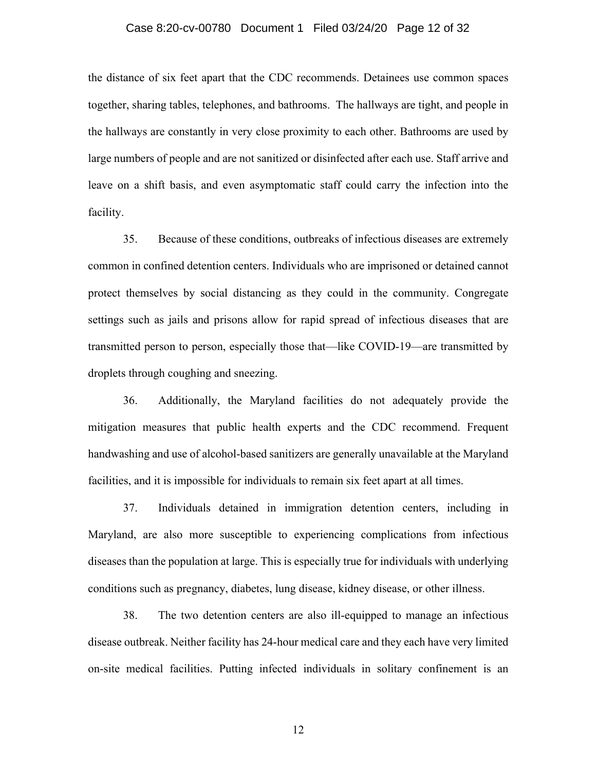the distance of six feet apart that the CDC recommends. Detainees use common spaces together, sharing tables, telephones, and bathrooms. The hallways are tight, and people in the hallways are constantly in very close proximity to each other. Bathrooms are used by large numbers of people and are not sanitized or disinfected after each use. Staff arrive and leave on a shift basis, and even asymptomatic staff could carry the infection into the facility.

35. Because of these conditions, outbreaks of infectious diseases are extremely common in confined detention centers. Individuals who are imprisoned or detained cannot protect themselves by social distancing as they could in the community. Congregate settings such as jails and prisons allow for rapid spread of infectious diseases that are transmitted person to person, especially those that—like COVID-19—are transmitted by droplets through coughing and sneezing.

36. Additionally, the Maryland facilities do not adequately provide the mitigation measures that public health experts and the CDC recommend. Frequent handwashing and use of alcohol-based sanitizers are generally unavailable at the Maryland facilities, and it is impossible for individuals to remain six feet apart at all times.

37. Individuals detained in immigration detention centers, including in Maryland, are also more susceptible to experiencing complications from infectious diseases than the population at large. This is especially true for individuals with underlying conditions such as pregnancy, diabetes, lung disease, kidney disease, or other illness.

38. The two detention centers are also ill-equipped to manage an infectious disease outbreak. Neither facility has 24-hour medical care and they each have very limited on-site medical facilities. Putting infected individuals in solitary confinement is an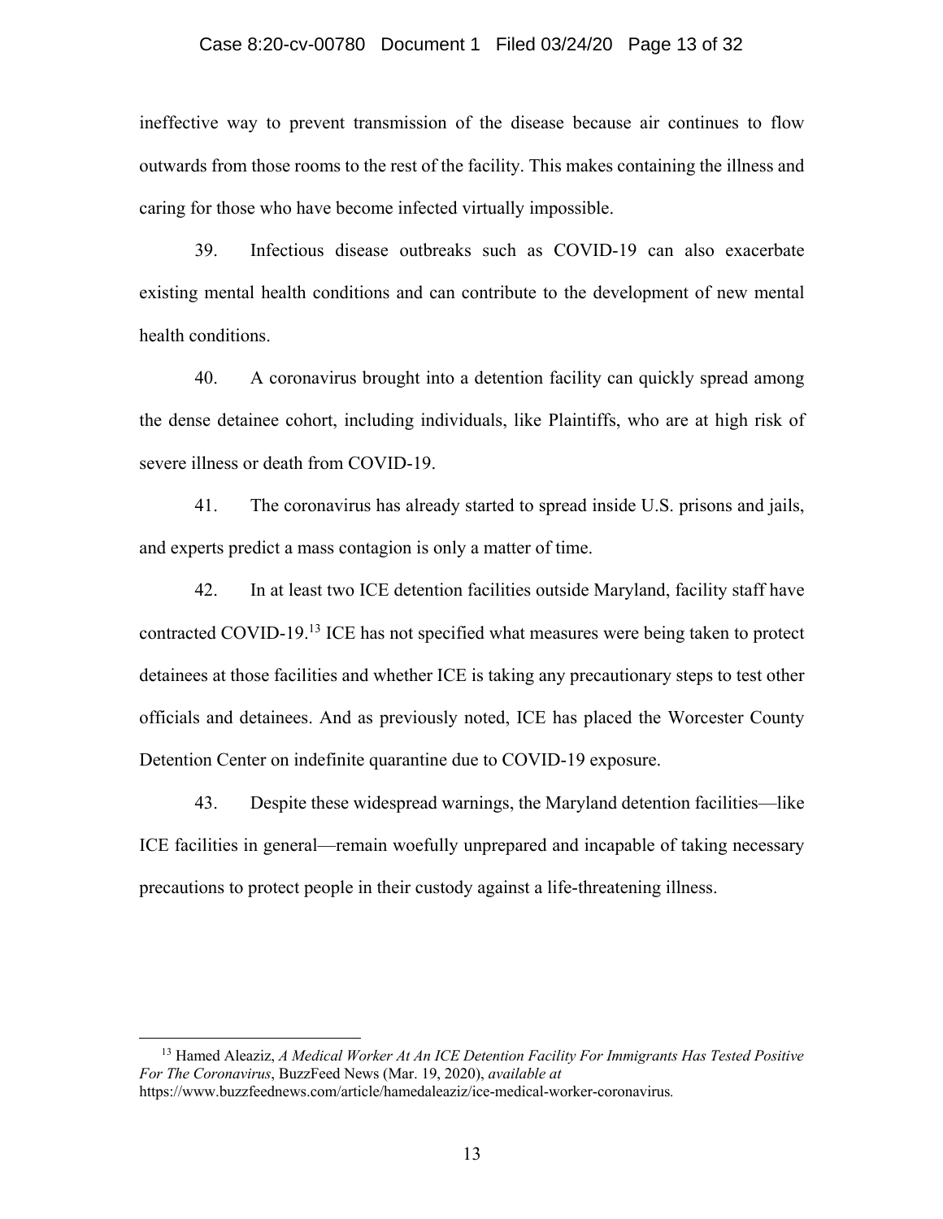ineffective way to prevent transmission of the disease because air continues to flow outwards from those rooms to the rest of the facility. This makes containing the illness and caring for those who have become infected virtually impossible.

39. Infectious disease outbreaks such as COVID-19 can also exacerbate existing mental health conditions and can contribute to the development of new mental health conditions.

40. A coronavirus brought into a detention facility can quickly spread among the dense detainee cohort, including individuals, like Plaintiffs, who are at high risk of severe illness or death from COVID-19.

41. The coronavirus has already started to spread inside U.S. prisons and jails, and experts predict a mass contagion is only a matter of time.

42. In at least two ICE detention facilities outside Maryland, facility staff have contracted COVID-19.[13] ICE has not specified what measures were being taken to protect detainees at those facilities and whether ICE is taking any precautionary steps to test other officials and detainees. And as previously noted, ICE has placed the Worcester County Detention Center on indefinite quarantine due to COVID-19 exposure.

43. Despite these widespread warnings, the Maryland detention facilities—like ICE facilities in general—remain woefully unprepared and incapable of taking necessary precautions to protect people in their custody against a life-threatening illness.

---

[13] Hamed Aleaziz, *A Medical Worker At An ICE Detention Facility For Immigrants Has Tested Positive For The Coronavirus*, BuzzFeed News (Mar. 19, 2020), *available at* https://www.buzzfeednews.com/article/hamedaleaziz/ice-medical-worker-coronavirus.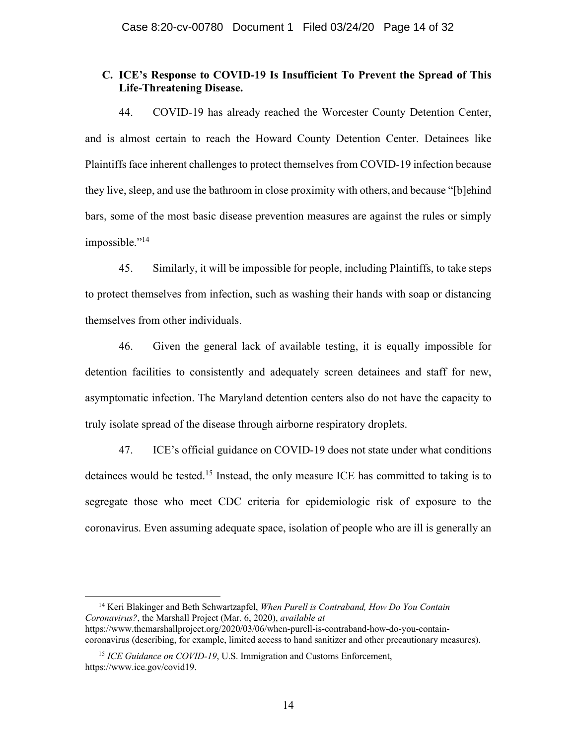### C. ICE's Response to COVID-19 Is Insufficient To Prevent the Spread of This Life-Threatening Disease.

44. COVID-19 has already reached the Worcester County Detention Center, and is almost certain to reach the Howard County Detention Center. Detainees like Plaintiffs face inherent challenges to protect themselves from COVID-19 infection because they live, sleep, and use the bathroom in close proximity with others, and because "[b]ehind bars, some of the most basic disease prevention measures are against the rules or simply impossible."[14]

45. Similarly, it will be impossible for people, including Plaintiffs, to take steps to protect themselves from infection, such as washing their hands with soap or distancing themselves from other individuals.

46. Given the general lack of available testing, it is equally impossible for detention facilities to consistently and adequately screen detainees and staff for new, asymptomatic infection. The Maryland detention centers also do not have the capacity to truly isolate spread of the disease through airborne respiratory droplets.

47. ICE's official guidance on COVID-19 does not state under what conditions detainees would be tested.[15] Instead, the only measure ICE has committed to taking is to segregate those who meet CDC criteria for epidemiologic risk of exposure to the coronavirus. Even assuming adequate space, isolation of people who are ill is generally an

---

[14] Keri Blakinger and Beth Schwartzapfel, *When Purell is Contraband, How Do You Contain Coronavirus?*, the Marshall Project (Mar. 6, 2020), *available at* https://www.themarshallproject.org/2020/03/06/when-purell-is-contraband-how-do-you-contain-coronavirus (describing, for example, limited access to hand sanitizer and other precautionary measures).

[15] *ICE Guidance on COVID-19*, U.S. Immigration and Customs Enforcement, https://www.ice.gov/covid19.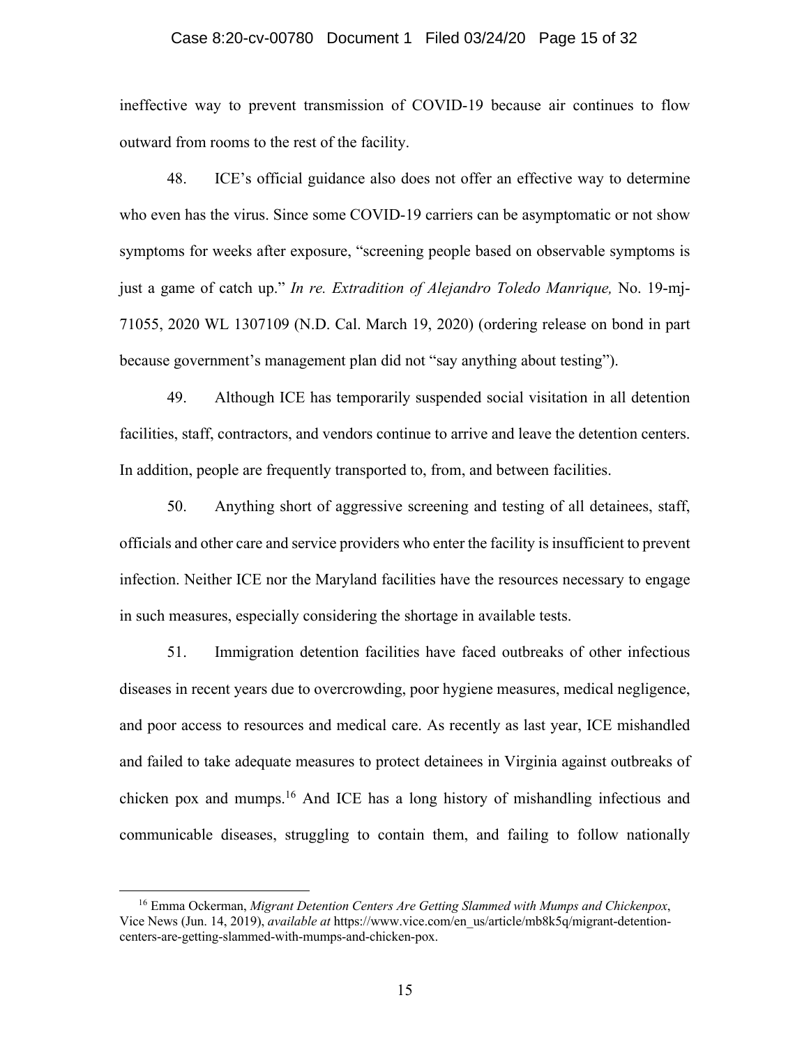ineffective way to prevent transmission of COVID-19 because air continues to flow outward from rooms to the rest of the facility.

48. ICE's official guidance also does not offer an effective way to determine who even has the virus. Since some COVID-19 carriers can be asymptomatic or not show symptoms for weeks after exposure, "screening people based on observable symptoms is just a game of catch up." *In re. Extradition of Alejandro Toledo Manrique,* No. 19-mj-71055, 2020 WL 1307109 (N.D. Cal. March 19, 2020) (ordering release on bond in part because government's management plan did not "say anything about testing").

49. Although ICE has temporarily suspended social visitation in all detention facilities, staff, contractors, and vendors continue to arrive and leave the detention centers. In addition, people are frequently transported to, from, and between facilities.

50. Anything short of aggressive screening and testing of all detainees, staff, officials and other care and service providers who enter the facility is insufficient to prevent infection. Neither ICE nor the Maryland facilities have the resources necessary to engage in such measures, especially considering the shortage in available tests.

51. Immigration detention facilities have faced outbreaks of other infectious diseases in recent years due to overcrowding, poor hygiene measures, medical negligence, and poor access to resources and medical care. As recently as last year, ICE mishandled and failed to take adequate measures to protect detainees in Virginia against outbreaks of chicken pox and mumps.[16] And ICE has a long history of mishandling infectious and communicable diseases, struggling to contain them, and failing to follow nationally

---

[16] Emma Ockerman, *Migrant Detention Centers Are Getting Slammed with Mumps and Chickenpox*, Vice News (Jun. 14, 2019), *available at* https://www.vice.com/en_us/article/mb8k5q/migrant-detention-centers-are-getting-slammed-with-mumps-and-chicken-pox.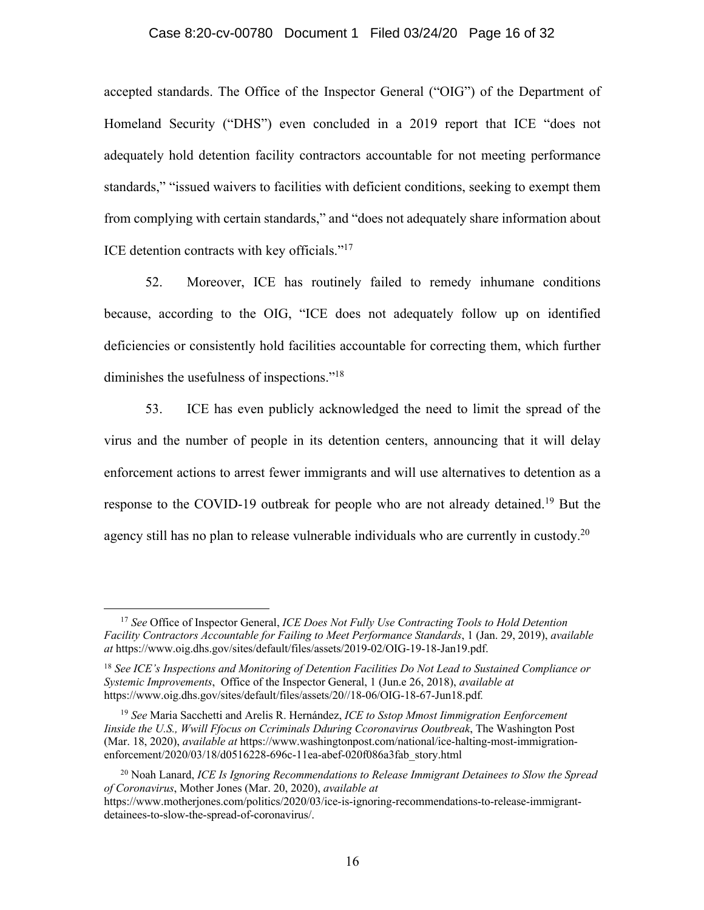accepted standards. The Office of the Inspector General ("OIG") of the Department of Homeland Security ("DHS") even concluded in a 2019 report that ICE "does not adequately hold detention facility contractors accountable for not meeting performance standards," "issued waivers to facilities with deficient conditions, seeking to exempt them from complying with certain standards," and "does not adequately share information about ICE detention contracts with key officials."[17]

52. Moreover, ICE has routinely failed to remedy inhumane conditions because, according to the OIG, "ICE does not adequately follow up on identified deficiencies or consistently hold facilities accountable for correcting them, which further diminishes the usefulness of inspections."[18]

53. ICE has even publicly acknowledged the need to limit the spread of the virus and the number of people in its detention centers, announcing that it will delay enforcement actions to arrest fewer immigrants and will use alternatives to detention as a response to the COVID-19 outbreak for people who are not already detained.[19] But the agency still has no plan to release vulnerable individuals who are currently in custody.[20]

---

[17] *See* Office of Inspector General, *ICE Does Not Fully Use Contracting Tools to Hold Detention Facility Contractors Accountable for Failing to Meet Performance Standards*, 1 (Jan. 29, 2019), *available at* https://www.oig.dhs.gov/sites/default/files/assets/2019-02/OIG-19-18-Jan19.pdf.

[18] *See ICE's Inspections and Monitoring of Detention Facilities Do Not Lead to Sustained Compliance or Systemic Improvements*, Office of the Inspector General, 1 (Jun.e 26, 2018), *available at* https://www.oig.dhs.gov/sites/default/files/assets/20//18-06/OIG-18-67-Jun18.pdf.

[19] *See* Maria Sacchetti and Arelis R. Hernández, *ICE to Sstop Mmost Iimmigration Eenforcement Iinside the U.S., Wwill Ffocus on Ccriminals Dduring Ccoronavirus Ooutbreak*, The Washington Post (Mar. 18, 2020), *available at* https://www.washingtonpost.com/national/ice-halting-most-immigration-enforcement/2020/03/18/d0516228-696c-11ea-abef-020f086a3fab_story.html

[20] Noah Lanard, *ICE Is Ignoring Recommendations to Release Immigrant Detainees to Slow the Spread of Coronavirus*, Mother Jones (Mar. 20, 2020), *available at* https://www.motherjones.com/politics/2020/03/ice-is-ignoring-recommendations-to-release-immigrant-detainees-to-slow-the-spread-of-coronavirus/.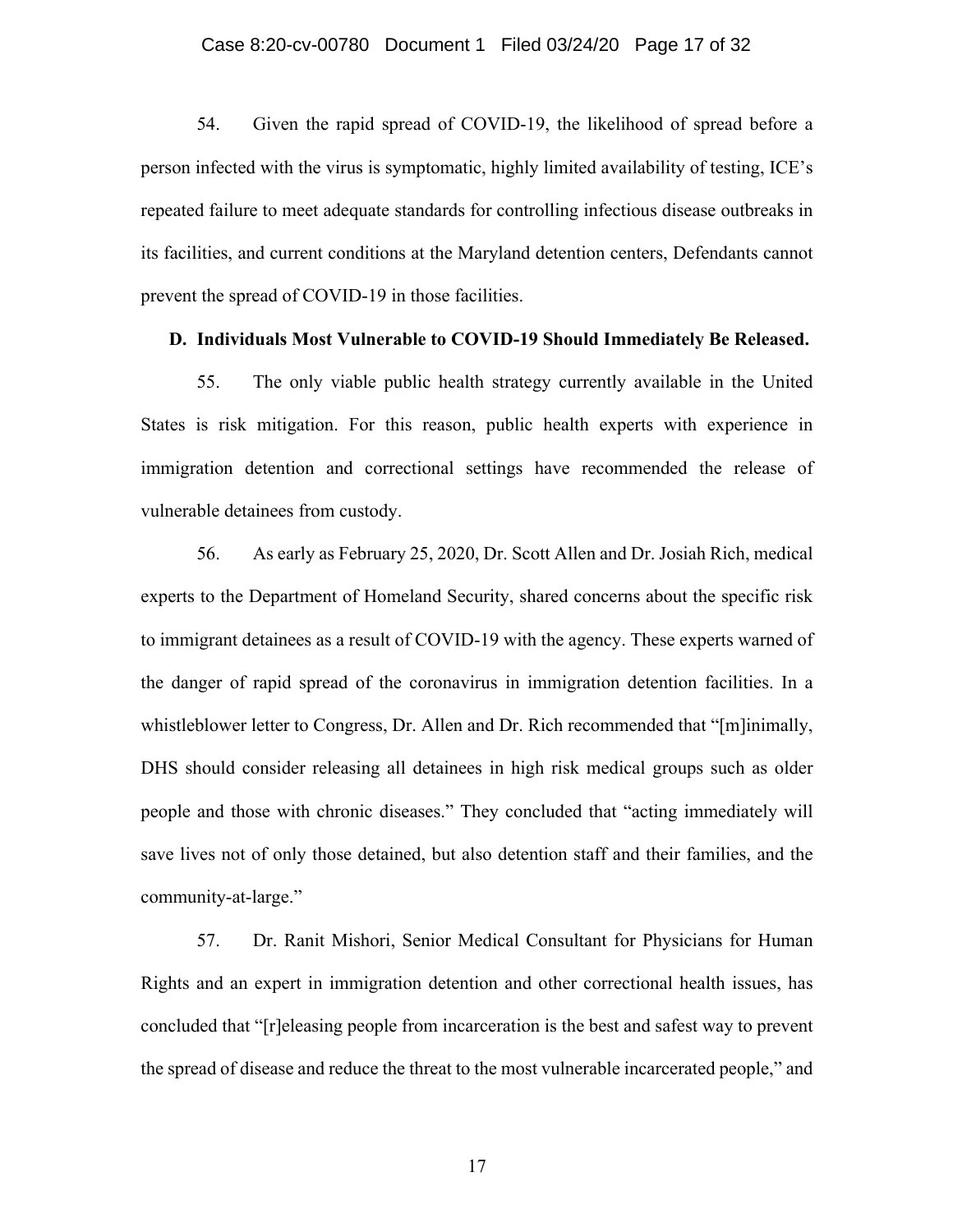54. Given the rapid spread of COVID-19, the likelihood of spread before a person infected with the virus is symptomatic, highly limited availability of testing, ICE's repeated failure to meet adequate standards for controlling infectious disease outbreaks in its facilities, and current conditions at the Maryland detention centers, Defendants cannot prevent the spread of COVID-19 in those facilities.

**D. Individuals Most Vulnerable to COVID-19 Should Immediately Be Released.**

55. The only viable public health strategy currently available in the United States is risk mitigation. For this reason, public health experts with experience in immigration detention and correctional settings have recommended the release of vulnerable detainees from custody.

56. As early as February 25, 2020, Dr. Scott Allen and Dr. Josiah Rich, medical experts to the Department of Homeland Security, shared concerns about the specific risk to immigrant detainees as a result of COVID-19 with the agency. These experts warned of the danger of rapid spread of the coronavirus in immigration detention facilities. In a whistleblower letter to Congress, Dr. Allen and Dr. Rich recommended that "[m]inimally, DHS should consider releasing all detainees in high risk medical groups such as older people and those with chronic diseases." They concluded that "acting immediately will save lives not of only those detained, but also detention staff and their families, and the community-at-large."

57. Dr. Ranit Mishori, Senior Medical Consultant for Physicians for Human Rights and an expert in immigration detention and other correctional health issues, has concluded that "[r]eleasing people from incarceration is the best and safest way to prevent the spread of disease and reduce the threat to the most vulnerable incarcerated people," and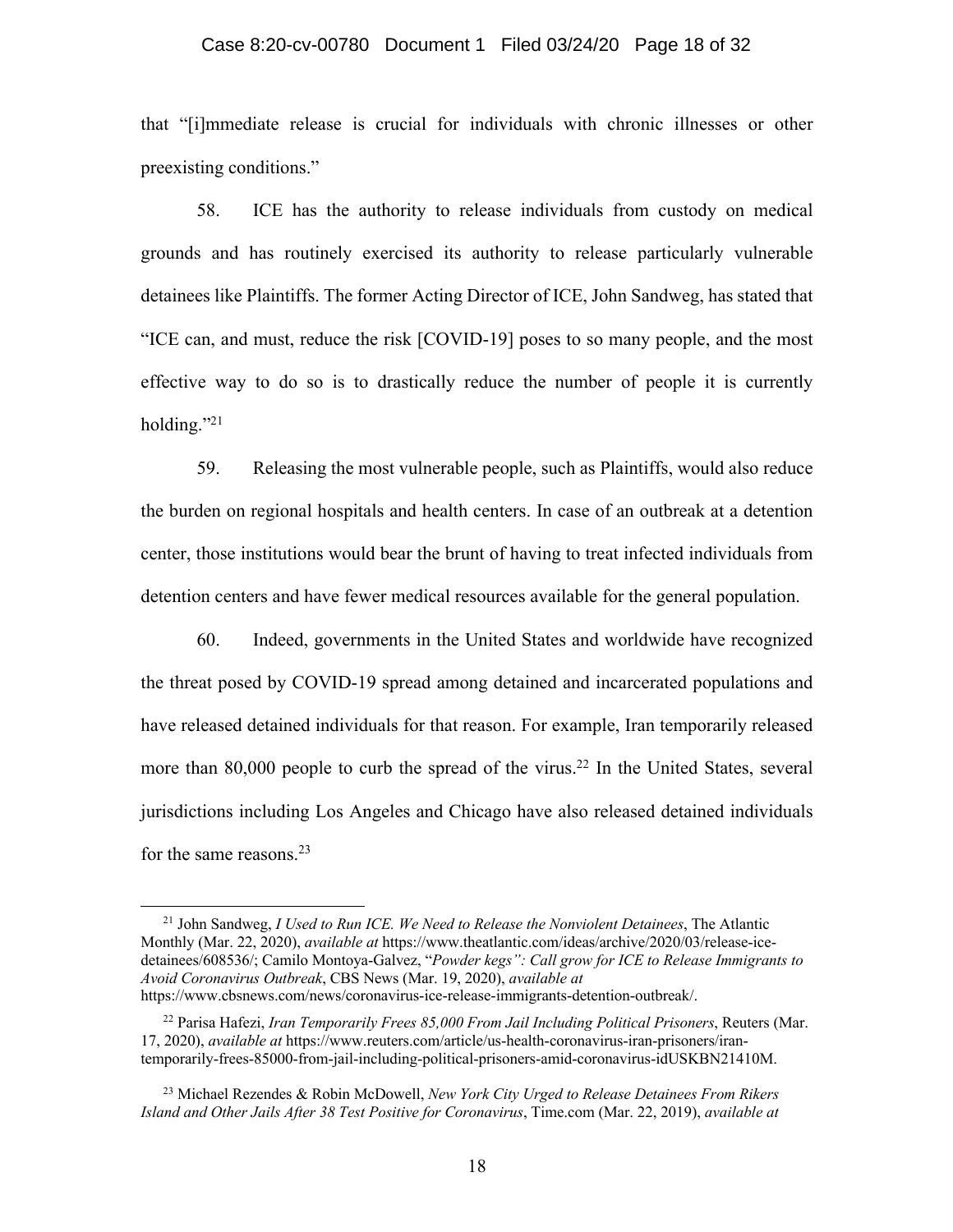that "[i]mmediate release is crucial for individuals with chronic illnesses or other preexisting conditions."

58. ICE has the authority to release individuals from custody on medical grounds and has routinely exercised its authority to release particularly vulnerable detainees like Plaintiffs. The former Acting Director of ICE, John Sandweg, has stated that "ICE can, and must, reduce the risk [COVID-19] poses to so many people, and the most effective way to do so is to drastically reduce the number of people it is currently holding."[21]

59. Releasing the most vulnerable people, such as Plaintiffs, would also reduce the burden on regional hospitals and health centers. In case of an outbreak at a detention center, those institutions would bear the brunt of having to treat infected individuals from detention centers and have fewer medical resources available for the general population.

60. Indeed, governments in the United States and worldwide have recognized the threat posed by COVID-19 spread among detained and incarcerated populations and have released detained individuals for that reason. For example, Iran temporarily released more than 80,000 people to curb the spread of the virus.[22] In the United States, several jurisdictions including Los Angeles and Chicago have also released detained individuals for the same reasons.[23]

---

[21] John Sandweg, *I Used to Run ICE. We Need to Release the Nonviolent Detainees*, The Atlantic Monthly (Mar. 22, 2020), *available at* https://www.theatlantic.com/ideas/archive/2020/03/release-ice-detainees/608536/; Camilo Montoya-Galvez, "*Powder kegs": Call grow for ICE to Release Immigrants to Avoid Coronavirus Outbreak*, CBS News (Mar. 19, 2020), *available at* https://www.cbsnews.com/news/coronavirus-ice-release-immigrants-detention-outbreak/.

[22] Parisa Hafezi, *Iran Temporarily Frees 85,000 From Jail Including Political Prisoners*, Reuters (Mar. 17, 2020), *available at* https://www.reuters.com/article/us-health-coronavirus-iran-prisoners/iran-temporarily-frees-85000-from-jail-including-political-prisoners-amid-coronavirus-idUSKBN21410M.

[23] Michael Rezendes & Robin McDowell, *New York City Urged to Release Detainees From Rikers Island and Other Jails After 38 Test Positive for Coronavirus*, Time.com (Mar. 22, 2019), *available at*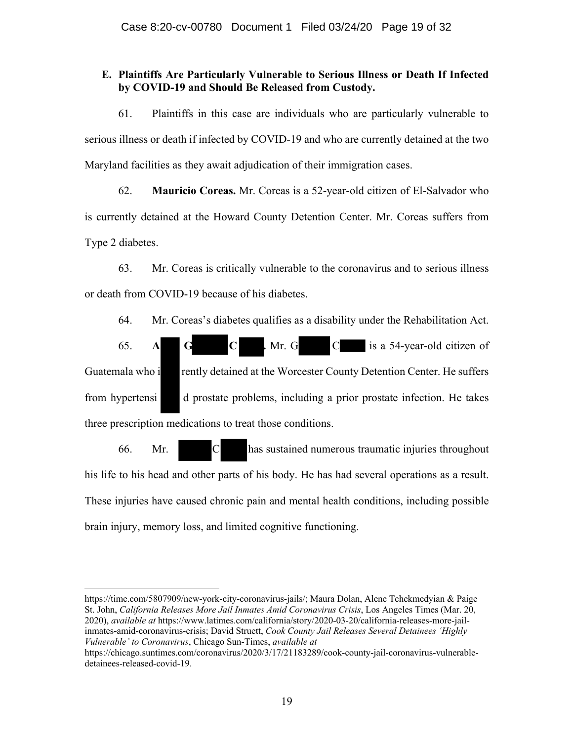### E. Plaintiffs Are Particularly Vulnerable to Serious Illness or Death If Infected by COVID-19 and Should Be Released from Custody.

61. Plaintiffs in this case are individuals who are particularly vulnerable to serious illness or death if infected by COVID-19 and who are currently detained at the two Maryland facilities as they await adjudication of their immigration cases.

62. **Mauricio Coreas.** Mr. Coreas is a 52-year-old citizen of El-Salvador who is currently detained at the Howard County Detention Center. Mr. Coreas suffers from Type 2 diabetes.

63. Mr. Coreas is critically vulnerable to the coronavirus and to serious illness or death from COVID-19 because of his diabetes.

64. Mr. Coreas's diabetes qualifies as a disability under the Rehabilitation Act.

65. **A█ G█ C█.** Mr. G█ C█ is a 54-year-old citizen of Guatemala who i█ rently detained at the Worcester County Detention Center. He suffers from hypertensi█ d prostate problems, including a prior prostate infection. He takes three prescription medications to treat those conditions.

66. Mr. █ C█ has sustained numerous traumatic injuries throughout his life to his head and other parts of his body. He has had several operations as a result. These injuries have caused chronic pain and mental health conditions, including possible brain injury, memory loss, and limited cognitive functioning.

---

https://time.com/5807909/new-york-city-coronavirus-jails/; Maura Dolan, Alene Tchekmedyian & Paige St. John, *California Releases More Jail Inmates Amid Coronavirus Crisis*, Los Angeles Times (Mar. 20, 2020), *available at* https://www.latimes.com/california/story/2020-03-20/california-releases-more-jail-inmates-amid-coronavirus-crisis; David Struett, *Cook County Jail Releases Several Detainees 'Highly Vulnerable' to Coronavirus*, Chicago Sun-Times, *available at* https://chicago.suntimes.com/coronavirus/2020/3/17/21183289/cook-county-jail-coronavirus-vulnerable-detainees-released-covid-19.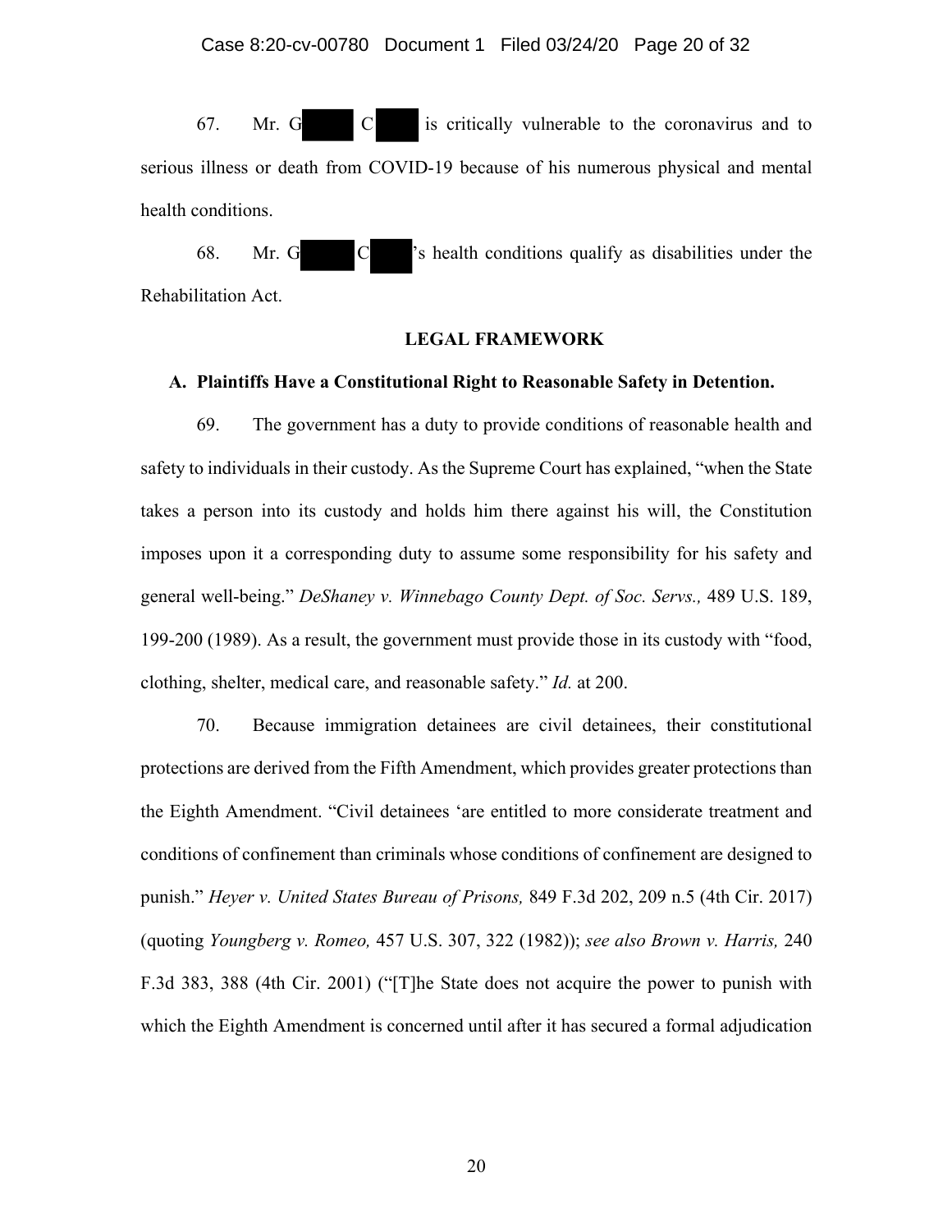67. Mr. G█ C█ is critically vulnerable to the coronavirus and to serious illness or death from COVID-19 because of his numerous physical and mental health conditions.

68. Mr. G█ C█'s health conditions qualify as disabilities under the Rehabilitation Act.

## LEGAL FRAMEWORK

### A. Plaintiffs Have a Constitutional Right to Reasonable Safety in Detention.

69. The government has a duty to provide conditions of reasonable health and safety to individuals in their custody. As the Supreme Court has explained, "when the State takes a person into its custody and holds him there against his will, the Constitution imposes upon it a corresponding duty to assume some responsibility for his safety and general well-being." *DeShaney v. Winnebago County Dept. of Soc. Servs.,* 489 U.S. 189, 199-200 (1989). As a result, the government must provide those in its custody with "food, clothing, shelter, medical care, and reasonable safety." *Id.* at 200.

70. Because immigration detainees are civil detainees, their constitutional protections are derived from the Fifth Amendment, which provides greater protections than the Eighth Amendment. "Civil detainees 'are entitled to more considerate treatment and conditions of confinement than criminals whose conditions of confinement are designed to punish." *Heyer v. United States Bureau of Prisons,* 849 F.3d 202, 209 n.5 (4th Cir. 2017) (quoting *Youngberg v. Romeo,* 457 U.S. 307, 322 (1982)); *see also Brown v. Harris,* 240 F.3d 383, 388 (4th Cir. 2001) ("[T]he State does not acquire the power to punish with which the Eighth Amendment is concerned until after it has secured a formal adjudication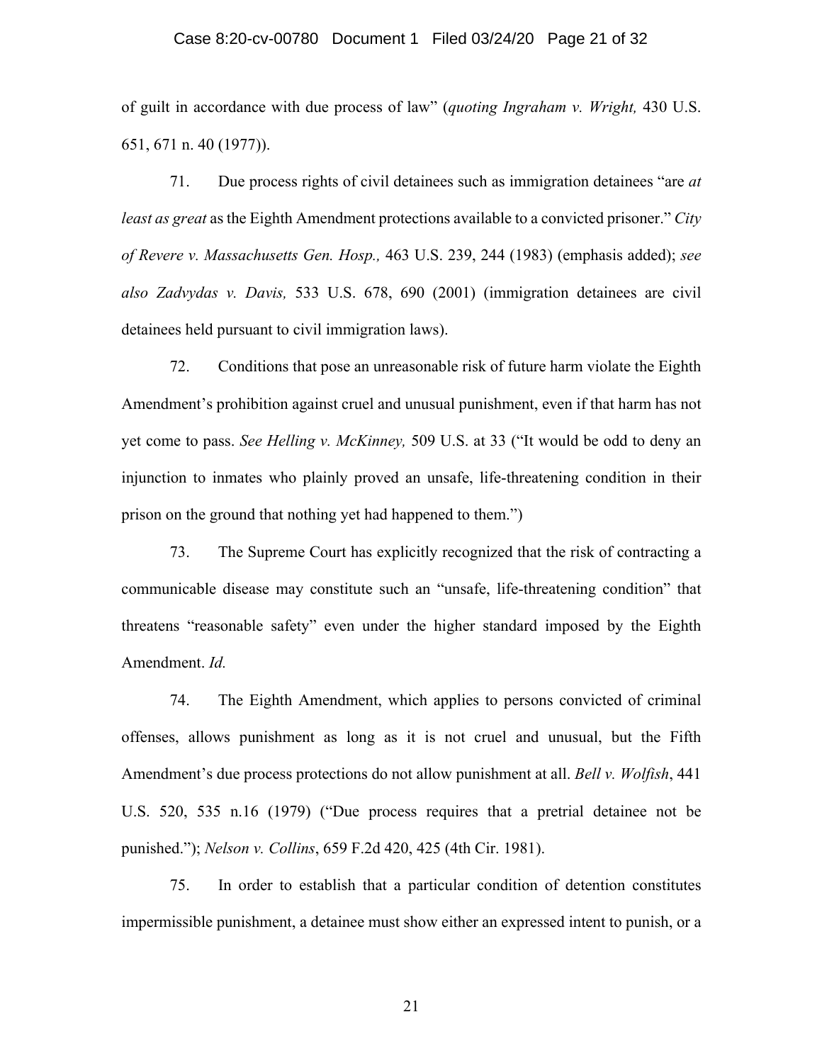of guilt in accordance with due process of law" (*quoting Ingraham v. Wright,* 430 U.S. 651, 671 n. 40 (1977)).

71. Due process rights of civil detainees such as immigration detainees "are *at least as great* as the Eighth Amendment protections available to a convicted prisoner." *City of Revere v. Massachusetts Gen. Hosp.,* 463 U.S. 239, 244 (1983) (emphasis added); *see also Zadvydas v. Davis,* 533 U.S. 678, 690 (2001) (immigration detainees are civil detainees held pursuant to civil immigration laws).

72. Conditions that pose an unreasonable risk of future harm violate the Eighth Amendment's prohibition against cruel and unusual punishment, even if that harm has not yet come to pass. *See Helling v. McKinney,* 509 U.S. at 33 ("It would be odd to deny an injunction to inmates who plainly proved an unsafe, life-threatening condition in their prison on the ground that nothing yet had happened to them.")

73. The Supreme Court has explicitly recognized that the risk of contracting a communicable disease may constitute such an "unsafe, life-threatening condition" that threatens "reasonable safety" even under the higher standard imposed by the Eighth Amendment. *Id.*

74. The Eighth Amendment, which applies to persons convicted of criminal offenses, allows punishment as long as it is not cruel and unusual, but the Fifth Amendment's due process protections do not allow punishment at all. *Bell v. Wolfish*, 441 U.S. 520, 535 n.16 (1979) ("Due process requires that a pretrial detainee not be punished."); *Nelson v. Collins*, 659 F.2d 420, 425 (4th Cir. 1981).

75. In order to establish that a particular condition of detention constitutes impermissible punishment, a detainee must show either an expressed intent to punish, or a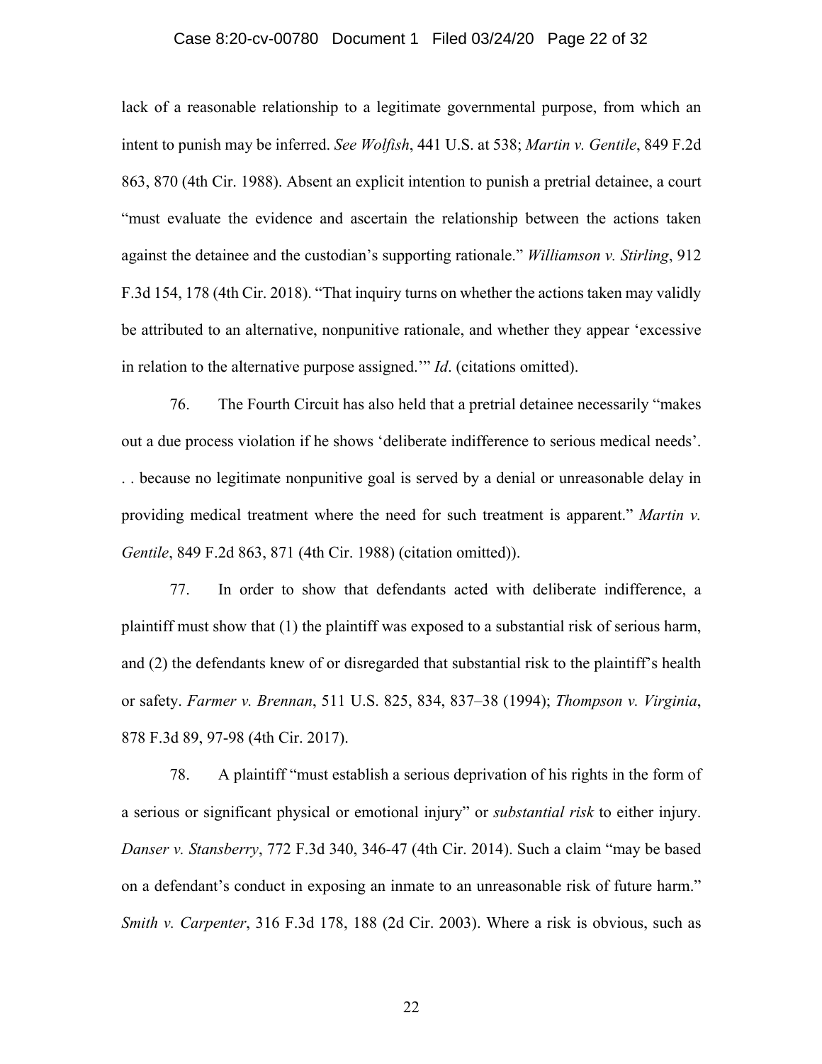lack of a reasonable relationship to a legitimate governmental purpose, from which an intent to punish may be inferred. *See Wolfish*, 441 U.S. at 538; *Martin v. Gentile*, 849 F.2d 863, 870 (4th Cir. 1988). Absent an explicit intention to punish a pretrial detainee, a court "must evaluate the evidence and ascertain the relationship between the actions taken against the detainee and the custodian's supporting rationale." *Williamson v. Stirling*, 912 F.3d 154, 178 (4th Cir. 2018). "That inquiry turns on whether the actions taken may validly be attributed to an alternative, nonpunitive rationale, and whether they appear 'excessive in relation to the alternative purpose assigned.'" *Id*. (citations omitted).

76. The Fourth Circuit has also held that a pretrial detainee necessarily "makes out a due process violation if he shows 'deliberate indifference to serious medical needs'. . . because no legitimate nonpunitive goal is served by a denial or unreasonable delay in providing medical treatment where the need for such treatment is apparent." *Martin v. Gentile*, 849 F.2d 863, 871 (4th Cir. 1988) (citation omitted)).

77. In order to show that defendants acted with deliberate indifference, a plaintiff must show that (1) the plaintiff was exposed to a substantial risk of serious harm, and (2) the defendants knew of or disregarded that substantial risk to the plaintiff's health or safety. *Farmer v. Brennan*, 511 U.S. 825, 834, 837–38 (1994); *Thompson v. Virginia*, 878 F.3d 89, 97-98 (4th Cir. 2017).

78. A plaintiff "must establish a serious deprivation of his rights in the form of a serious or significant physical or emotional injury" or *substantial risk* to either injury. *Danser v. Stansberry*, 772 F.3d 340, 346-47 (4th Cir. 2014). Such a claim "may be based on a defendant's conduct in exposing an inmate to an unreasonable risk of future harm." *Smith v. Carpenter*, 316 F.3d 178, 188 (2d Cir. 2003). Where a risk is obvious, such as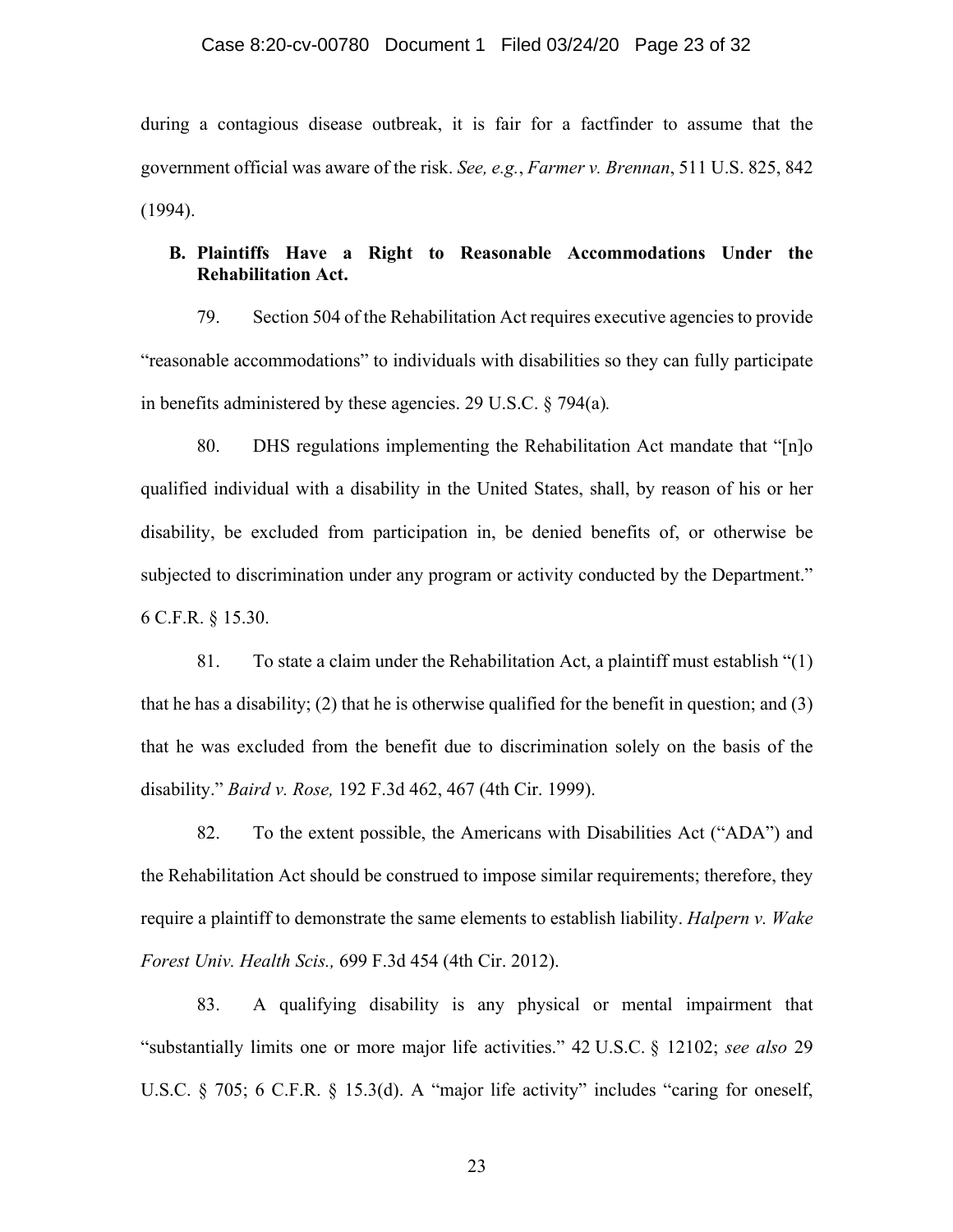during a contagious disease outbreak, it is fair for a factfinder to assume that the government official was aware of the risk. *See, e.g.*, *Farmer v. Brennan*, 511 U.S. 825, 842 (1994).

**B. Plaintiffs Have a Right to Reasonable Accommodations Under the Rehabilitation Act.**

79. Section 504 of the Rehabilitation Act requires executive agencies to provide "reasonable accommodations" to individuals with disabilities so they can fully participate in benefits administered by these agencies. 29 U.S.C. § 794(a).

80. DHS regulations implementing the Rehabilitation Act mandate that "[n]o qualified individual with a disability in the United States, shall, by reason of his or her disability, be excluded from participation in, be denied benefits of, or otherwise be subjected to discrimination under any program or activity conducted by the Department." 6 C.F.R. § 15.30.

81. To state a claim under the Rehabilitation Act, a plaintiff must establish "(1) that he has a disability; (2) that he is otherwise qualified for the benefit in question; and (3) that he was excluded from the benefit due to discrimination solely on the basis of the disability." *Baird v. Rose,* 192 F.3d 462, 467 (4th Cir. 1999).

82. To the extent possible, the Americans with Disabilities Act ("ADA") and the Rehabilitation Act should be construed to impose similar requirements; therefore, they require a plaintiff to demonstrate the same elements to establish liability. *Halpern v. Wake Forest Univ. Health Scis.,* 699 F.3d 454 (4th Cir. 2012).

83. A qualifying disability is any physical or mental impairment that "substantially limits one or more major life activities." 42 U.S.C. § 12102; *see also* 29 U.S.C. § 705; 6 C.F.R. § 15.3(d). A "major life activity" includes "caring for oneself,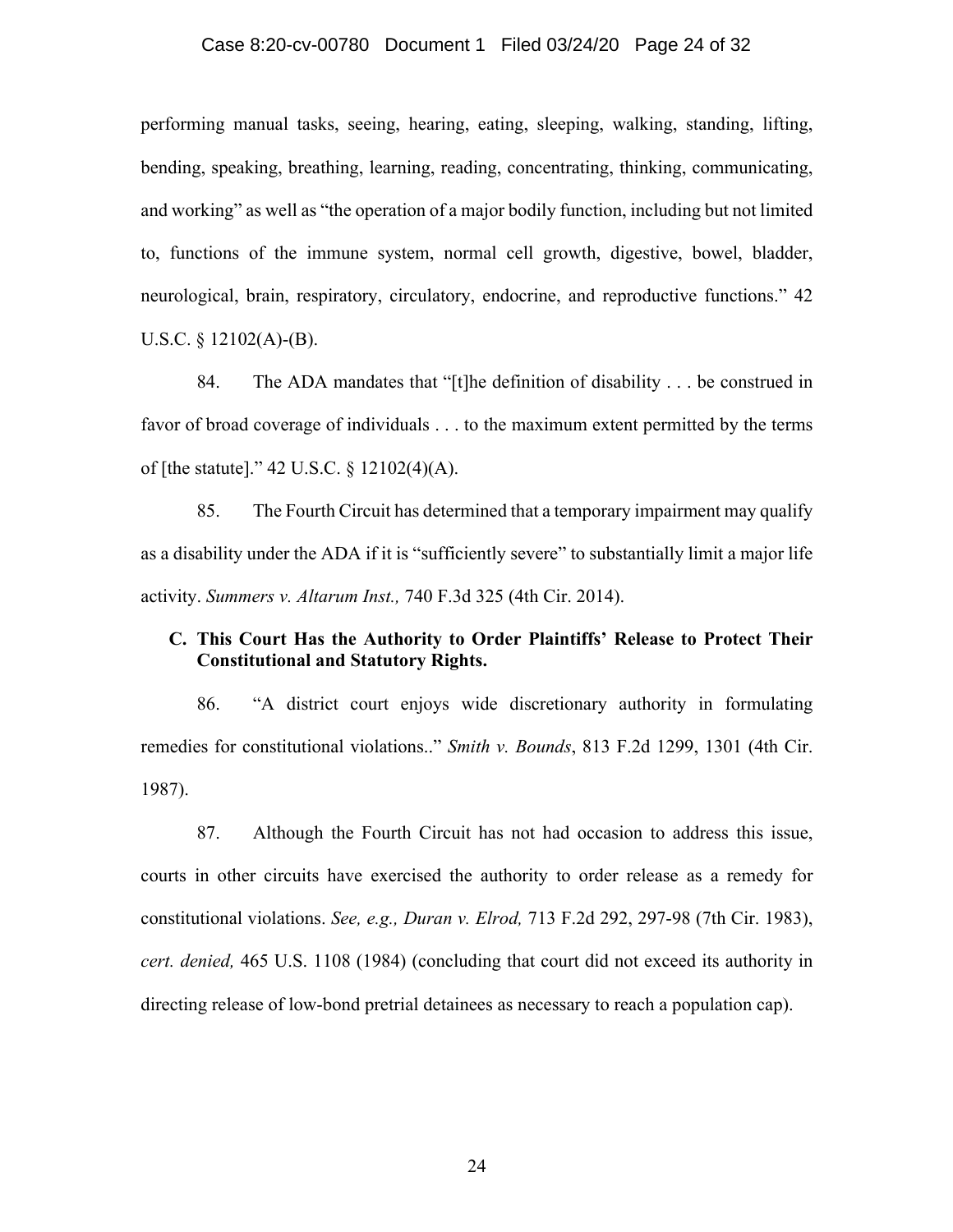performing manual tasks, seeing, hearing, eating, sleeping, walking, standing, lifting, bending, speaking, breathing, learning, reading, concentrating, thinking, communicating, and working" as well as "the operation of a major bodily function, including but not limited to, functions of the immune system, normal cell growth, digestive, bowel, bladder, neurological, brain, respiratory, circulatory, endocrine, and reproductive functions." 42 U.S.C. § 12102(A)-(B).

84. The ADA mandates that "[t]he definition of disability . . . be construed in favor of broad coverage of individuals . . . to the maximum extent permitted by the terms of [the statute]." 42 U.S.C. § 12102(4)(A).

85. The Fourth Circuit has determined that a temporary impairment may qualify as a disability under the ADA if it is "sufficiently severe" to substantially limit a major life activity. *Summers v. Altarum Inst.,* 740 F.3d 325 (4th Cir. 2014).

### C. This Court Has the Authority to Order Plaintiffs' Release to Protect Their Constitutional and Statutory Rights.

86. "A district court enjoys wide discretionary authority in formulating remedies for constitutional violations.." *Smith v. Bounds*, 813 F.2d 1299, 1301 (4th Cir. 1987).

87. Although the Fourth Circuit has not had occasion to address this issue, courts in other circuits have exercised the authority to order release as a remedy for constitutional violations. *See, e.g., Duran v. Elrod,* 713 F.2d 292, 297-98 (7th Cir. 1983), *cert. denied,* 465 U.S. 1108 (1984) (concluding that court did not exceed its authority in directing release of low-bond pretrial detainees as necessary to reach a population cap).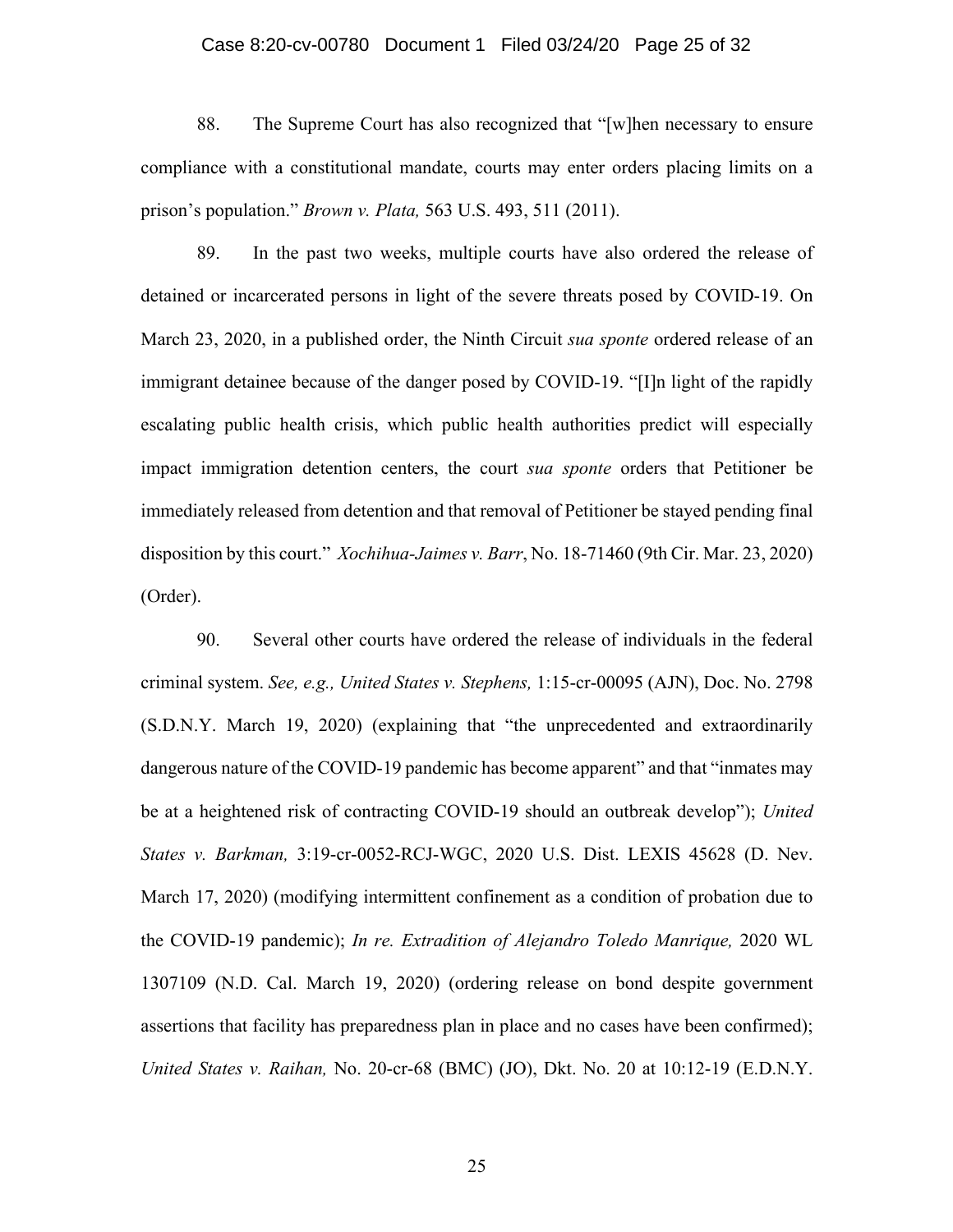88. The Supreme Court has also recognized that "[w]hen necessary to ensure compliance with a constitutional mandate, courts may enter orders placing limits on a prison's population." *Brown v. Plata,* 563 U.S. 493, 511 (2011).

89. In the past two weeks, multiple courts have also ordered the release of detained or incarcerated persons in light of the severe threats posed by COVID-19. On March 23, 2020, in a published order, the Ninth Circuit *sua sponte* ordered release of an immigrant detainee because of the danger posed by COVID-19. "[I]n light of the rapidly escalating public health crisis, which public health authorities predict will especially impact immigration detention centers, the court *sua sponte* orders that Petitioner be immediately released from detention and that removal of Petitioner be stayed pending final disposition by this court." *Xochihua-Jaimes v. Barr*, No. 18-71460 (9th Cir. Mar. 23, 2020) (Order).

90. Several other courts have ordered the release of individuals in the federal criminal system. *See, e.g., United States v. Stephens,* 1:15-cr-00095 (AJN), Doc. No. 2798 (S.D.N.Y. March 19, 2020) (explaining that "the unprecedented and extraordinarily dangerous nature of the COVID-19 pandemic has become apparent" and that "inmates may be at a heightened risk of contracting COVID-19 should an outbreak develop"); *United States v. Barkman,* 3:19-cr-0052-RCJ-WGC, 2020 U.S. Dist. LEXIS 45628 (D. Nev. March 17, 2020) (modifying intermittent confinement as a condition of probation due to the COVID-19 pandemic); *In re. Extradition of Alejandro Toledo Manrique,* 2020 WL 1307109 (N.D. Cal. March 19, 2020) (ordering release on bond despite government assertions that facility has preparedness plan in place and no cases have been confirmed); *United States v. Raihan,* No. 20-cr-68 (BMC) (JO), Dkt. No. 20 at 10:12-19 (E.D.N.Y.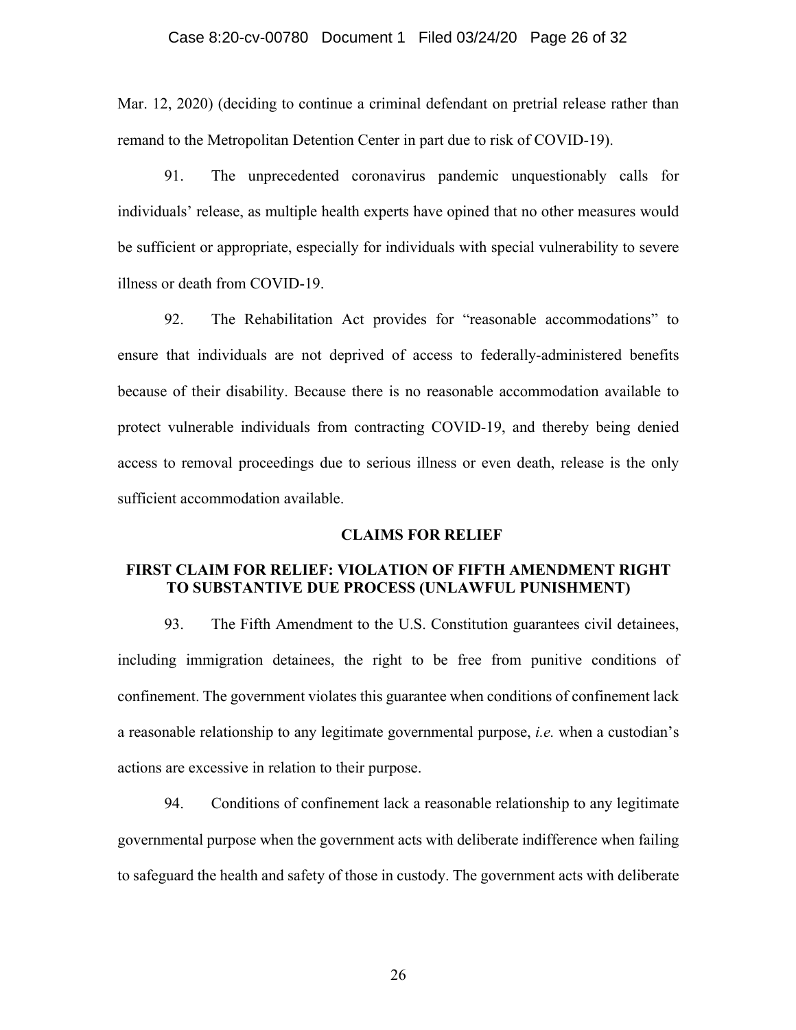Mar. 12, 2020) (deciding to continue a criminal defendant on pretrial release rather than remand to the Metropolitan Detention Center in part due to risk of COVID-19).

91. The unprecedented coronavirus pandemic unquestionably calls for individuals' release, as multiple health experts have opined that no other measures would be sufficient or appropriate, especially for individuals with special vulnerability to severe illness or death from COVID-19.

92. The Rehabilitation Act provides for "reasonable accommodations" to ensure that individuals are not deprived of access to federally-administered benefits because of their disability. Because there is no reasonable accommodation available to protect vulnerable individuals from contracting COVID-19, and thereby being denied access to removal proceedings due to serious illness or even death, release is the only sufficient accommodation available.

## CLAIMS FOR RELIEF

### FIRST CLAIM FOR RELIEF: VIOLATION OF FIFTH AMENDMENT RIGHT TO SUBSTANTIVE DUE PROCESS (UNLAWFUL PUNISHMENT)

93. The Fifth Amendment to the U.S. Constitution guarantees civil detainees, including immigration detainees, the right to be free from punitive conditions of confinement. The government violates this guarantee when conditions of confinement lack a reasonable relationship to any legitimate governmental purpose, *i.e.* when a custodian's actions are excessive in relation to their purpose.

94. Conditions of confinement lack a reasonable relationship to any legitimate governmental purpose when the government acts with deliberate indifference when failing to safeguard the health and safety of those in custody. The government acts with deliberate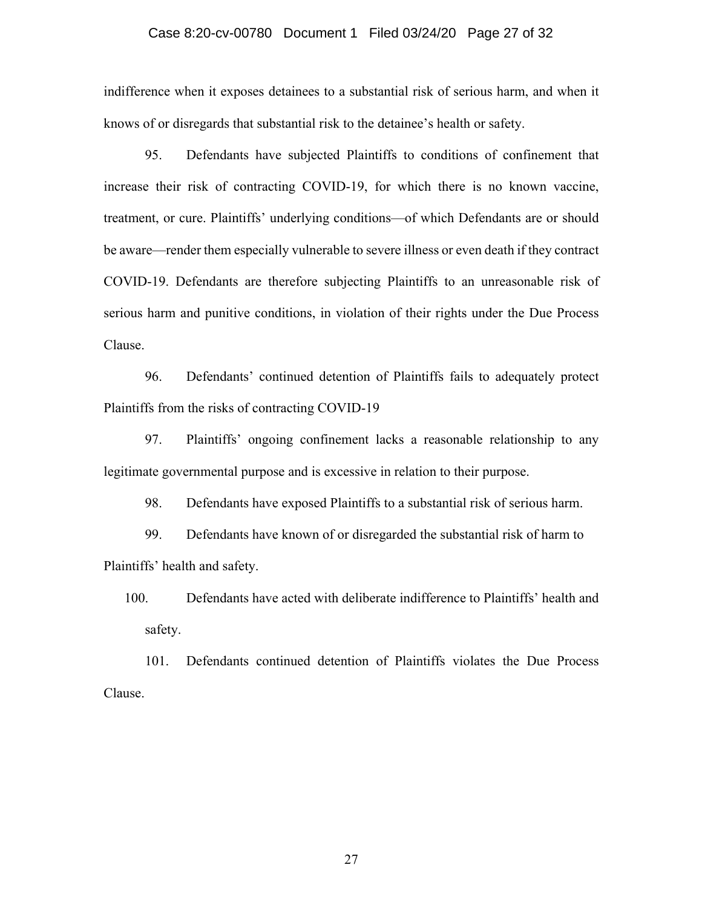indifference when it exposes detainees to a substantial risk of serious harm, and when it knows of or disregards that substantial risk to the detainee's health or safety.

95. Defendants have subjected Plaintiffs to conditions of confinement that increase their risk of contracting COVID-19, for which there is no known vaccine, treatment, or cure. Plaintiffs' underlying conditions—of which Defendants are or should be aware—render them especially vulnerable to severe illness or even death if they contract COVID-19. Defendants are therefore subjecting Plaintiffs to an unreasonable risk of serious harm and punitive conditions, in violation of their rights under the Due Process Clause.

96. Defendants' continued detention of Plaintiffs fails to adequately protect Plaintiffs from the risks of contracting COVID-19

97. Plaintiffs' ongoing confinement lacks a reasonable relationship to any legitimate governmental purpose and is excessive in relation to their purpose.

98. Defendants have exposed Plaintiffs to a substantial risk of serious harm.

99. Defendants have known of or disregarded the substantial risk of harm to Plaintiffs' health and safety.

100. Defendants have acted with deliberate indifference to Plaintiffs' health and safety.

101. Defendants continued detention of Plaintiffs violates the Due Process Clause.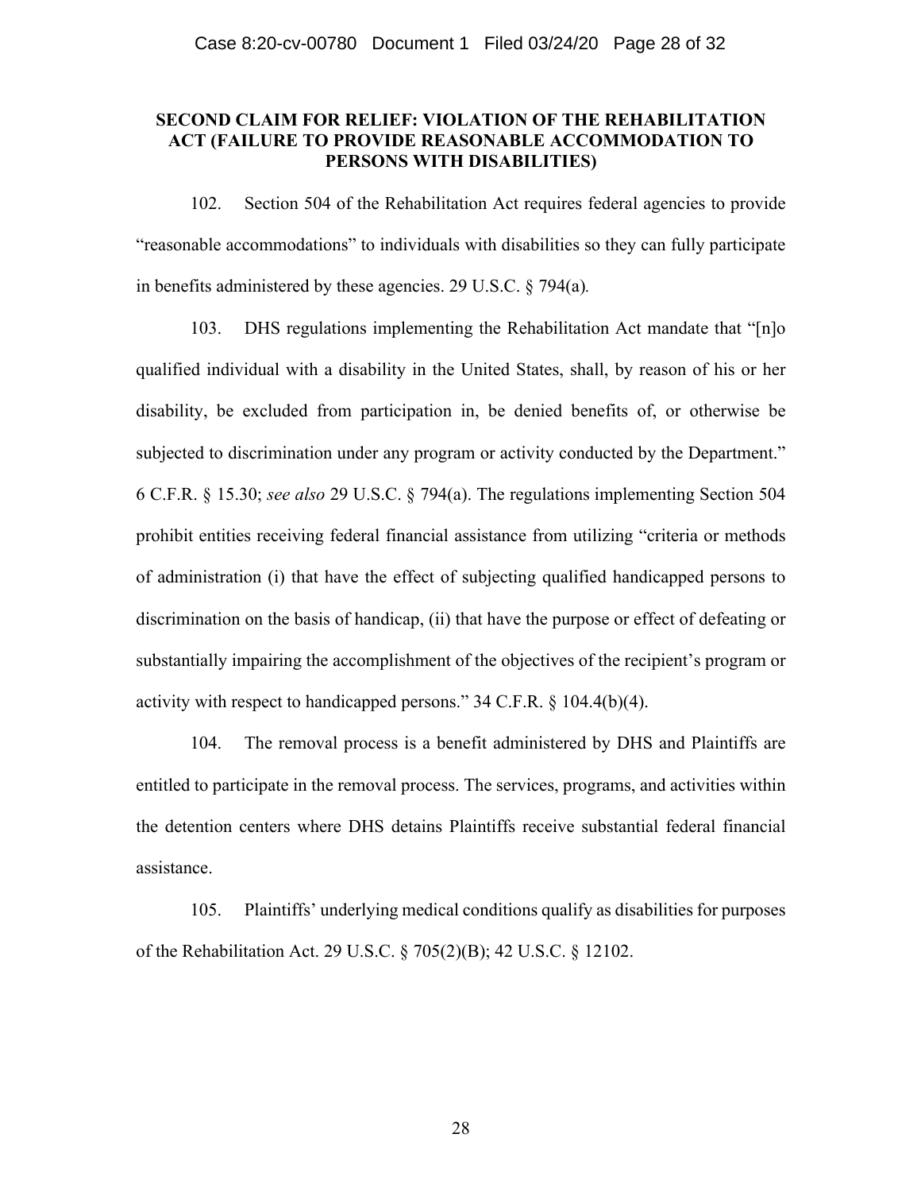**SECOND CLAIM FOR RELIEF: VIOLATION OF THE REHABILITATION ACT (FAILURE TO PROVIDE REASONABLE ACCOMMODATION TO PERSONS WITH DISABILITIES)**

102. Section 504 of the Rehabilitation Act requires federal agencies to provide "reasonable accommodations" to individuals with disabilities so they can fully participate in benefits administered by these agencies. 29 U.S.C. § 794(a)*.*

103. DHS regulations implementing the Rehabilitation Act mandate that "[n]o qualified individual with a disability in the United States, shall, by reason of his or her disability, be excluded from participation in, be denied benefits of, or otherwise be subjected to discrimination under any program or activity conducted by the Department." 6 C.F.R. § 15.30; *see also* 29 U.S.C. § 794(a). The regulations implementing Section 504 prohibit entities receiving federal financial assistance from utilizing "criteria or methods of administration (i) that have the effect of subjecting qualified handicapped persons to discrimination on the basis of handicap, (ii) that have the purpose or effect of defeating or substantially impairing the accomplishment of the objectives of the recipient's program or activity with respect to handicapped persons." 34 C.F.R. § 104.4(b)(4).

104. The removal process is a benefit administered by DHS and Plaintiffs are entitled to participate in the removal process. The services, programs, and activities within the detention centers where DHS detains Plaintiffs receive substantial federal financial assistance.

105. Plaintiffs' underlying medical conditions qualify as disabilities for purposes of the Rehabilitation Act. 29 U.S.C. § 705(2)(B); 42 U.S.C. § 12102.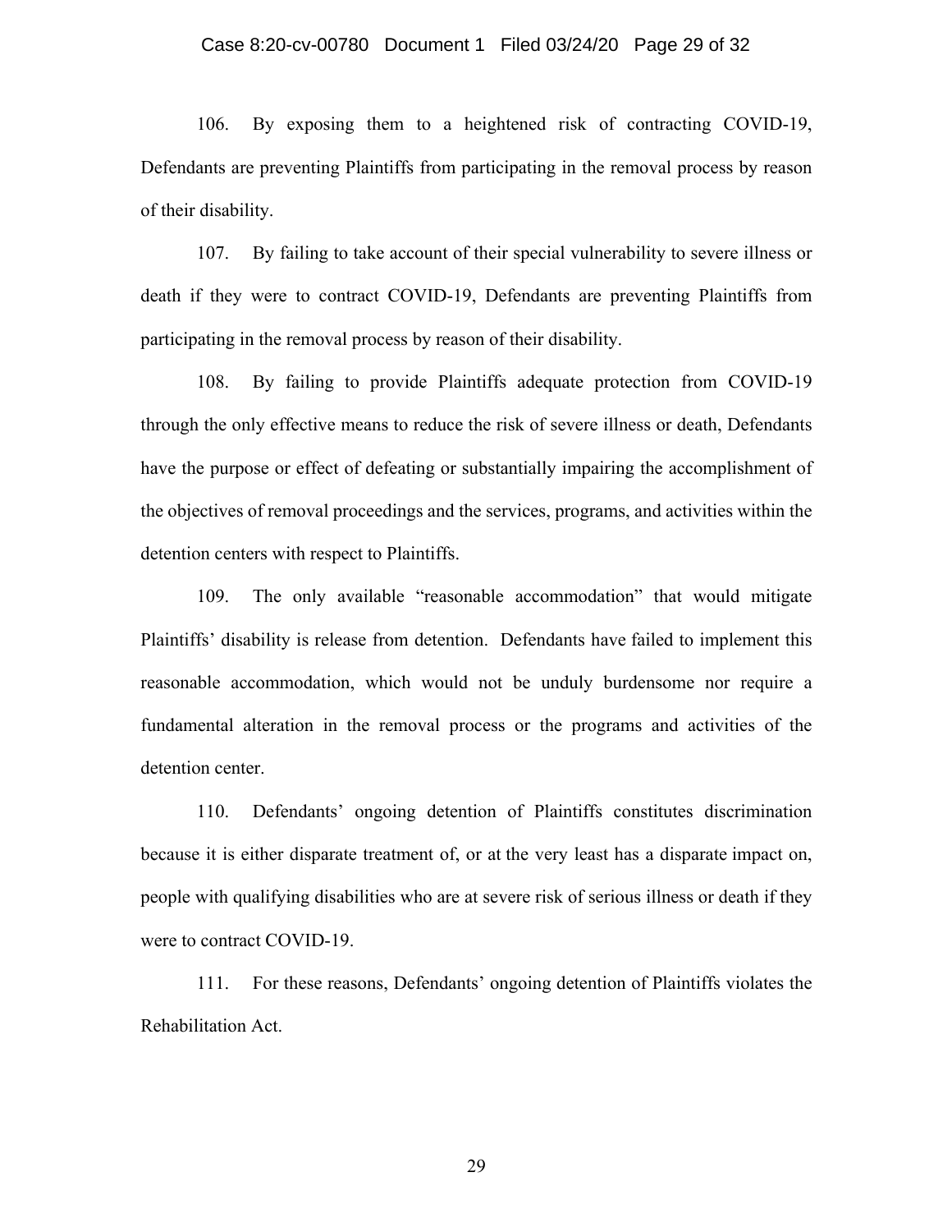106. By exposing them to a heightened risk of contracting COVID-19, Defendants are preventing Plaintiffs from participating in the removal process by reason of their disability.

107. By failing to take account of their special vulnerability to severe illness or death if they were to contract COVID-19, Defendants are preventing Plaintiffs from participating in the removal process by reason of their disability.

108. By failing to provide Plaintiffs adequate protection from COVID-19 through the only effective means to reduce the risk of severe illness or death, Defendants have the purpose or effect of defeating or substantially impairing the accomplishment of the objectives of removal proceedings and the services, programs, and activities within the detention centers with respect to Plaintiffs.

109. The only available "reasonable accommodation" that would mitigate Plaintiffs' disability is release from detention. Defendants have failed to implement this reasonable accommodation, which would not be unduly burdensome nor require a fundamental alteration in the removal process or the programs and activities of the detention center.

110. Defendants' ongoing detention of Plaintiffs constitutes discrimination because it is either disparate treatment of, or at the very least has a disparate impact on, people with qualifying disabilities who are at severe risk of serious illness or death if they were to contract COVID-19.

111. For these reasons, Defendants' ongoing detention of Plaintiffs violates the Rehabilitation Act.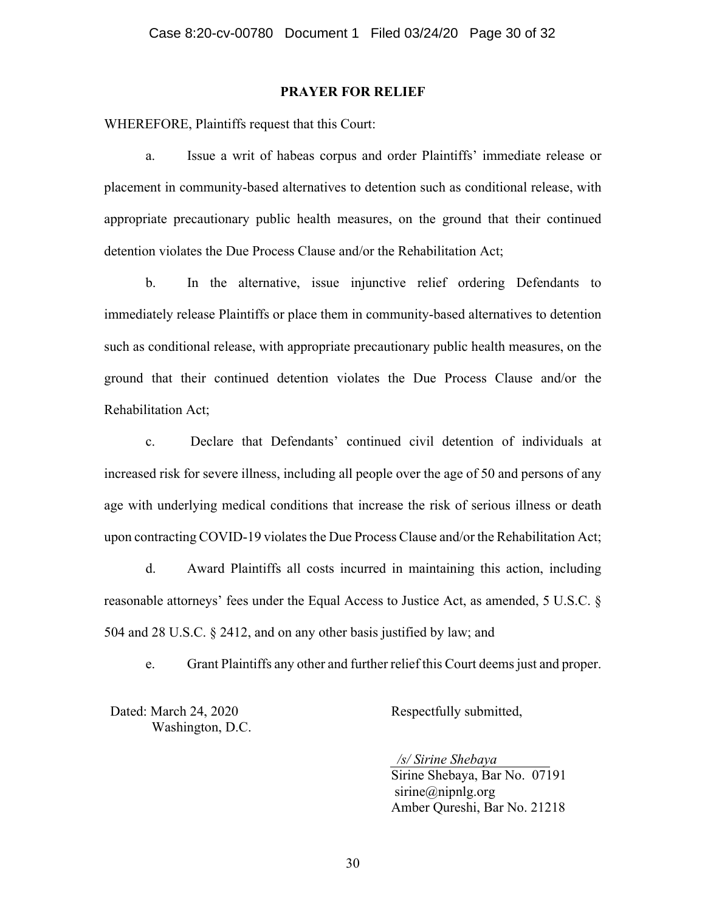## PRAYER FOR RELIEF

WHEREFORE, Plaintiffs request that this Court:

a. Issue a writ of habeas corpus and order Plaintiffs' immediate release or placement in community-based alternatives to detention such as conditional release, with appropriate precautionary public health measures, on the ground that their continued detention violates the Due Process Clause and/or the Rehabilitation Act;

b. In the alternative, issue injunctive relief ordering Defendants to immediately release Plaintiffs or place them in community-based alternatives to detention such as conditional release, with appropriate precautionary public health measures, on the ground that their continued detention violates the Due Process Clause and/or the Rehabilitation Act;

c. Declare that Defendants' continued civil detention of individuals at increased risk for severe illness, including all people over the age of 50 and persons of any age with underlying medical conditions that increase the risk of serious illness or death upon contracting COVID-19 violates the Due Process Clause and/or the Rehabilitation Act;

d. Award Plaintiffs all costs incurred in maintaining this action, including reasonable attorneys' fees under the Equal Access to Justice Act, as amended, 5 U.S.C. § 504 and 28 U.S.C. § 2412, and on any other basis justified by law; and

e. Grant Plaintiffs any other and further relief this Court deems just and proper.

Dated: March 24, 2020
Washington, D.C.

Respectfully submitted,

*/s/ Sirine Shebaya*
Sirine Shebaya, Bar No. 07191
sirine@nipnlg.org
Amber Qureshi, Bar No. 21218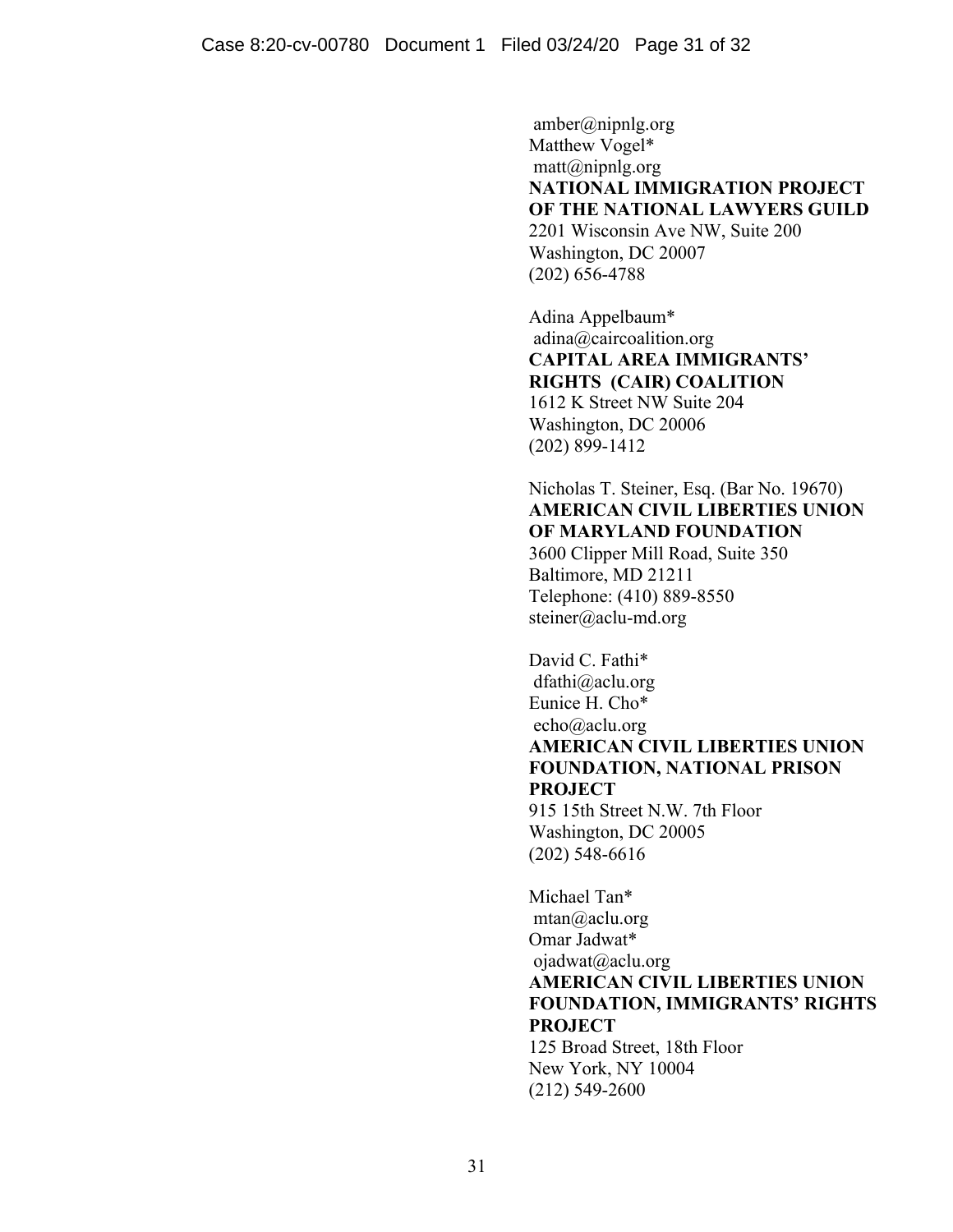amber@nipnlg.org
Matthew Vogel*
matt@nipnlg.org
**NATIONAL IMMIGRATION PROJECT OF THE NATIONAL LAWYERS GUILD**
2201 Wisconsin Ave NW, Suite 200
Washington, DC 20007
(202) 656-4788

Adina Appelbaum*
adina@caircoalition.org
**CAPITAL AREA IMMIGRANTS' RIGHTS (CAIR) COALITION**
1612 K Street NW Suite 204
Washington, DC 20006
(202) 899-1412

Nicholas T. Steiner, Esq. (Bar No. 19670)
**AMERICAN CIVIL LIBERTIES UNION OF MARYLAND FOUNDATION**
3600 Clipper Mill Road, Suite 350
Baltimore, MD 21211
Telephone: (410) 889-8550
steiner@aclu-md.org

David C. Fathi*
dfathi@aclu.org
Eunice H. Cho*
echo@aclu.org
**AMERICAN CIVIL LIBERTIES UNION FOUNDATION, NATIONAL PRISON PROJECT**
915 15th Street N.W. 7th Floor
Washington, DC 20005
(202) 548-6616

Michael Tan*
mtan@aclu.org
Omar Jadwat*
ojadwat@aclu.org
**AMERICAN CIVIL LIBERTIES UNION FOUNDATION, IMMIGRANTS' RIGHTS PROJECT**
125 Broad Street, 18th Floor
New York, NY 10004
(212) 549-2600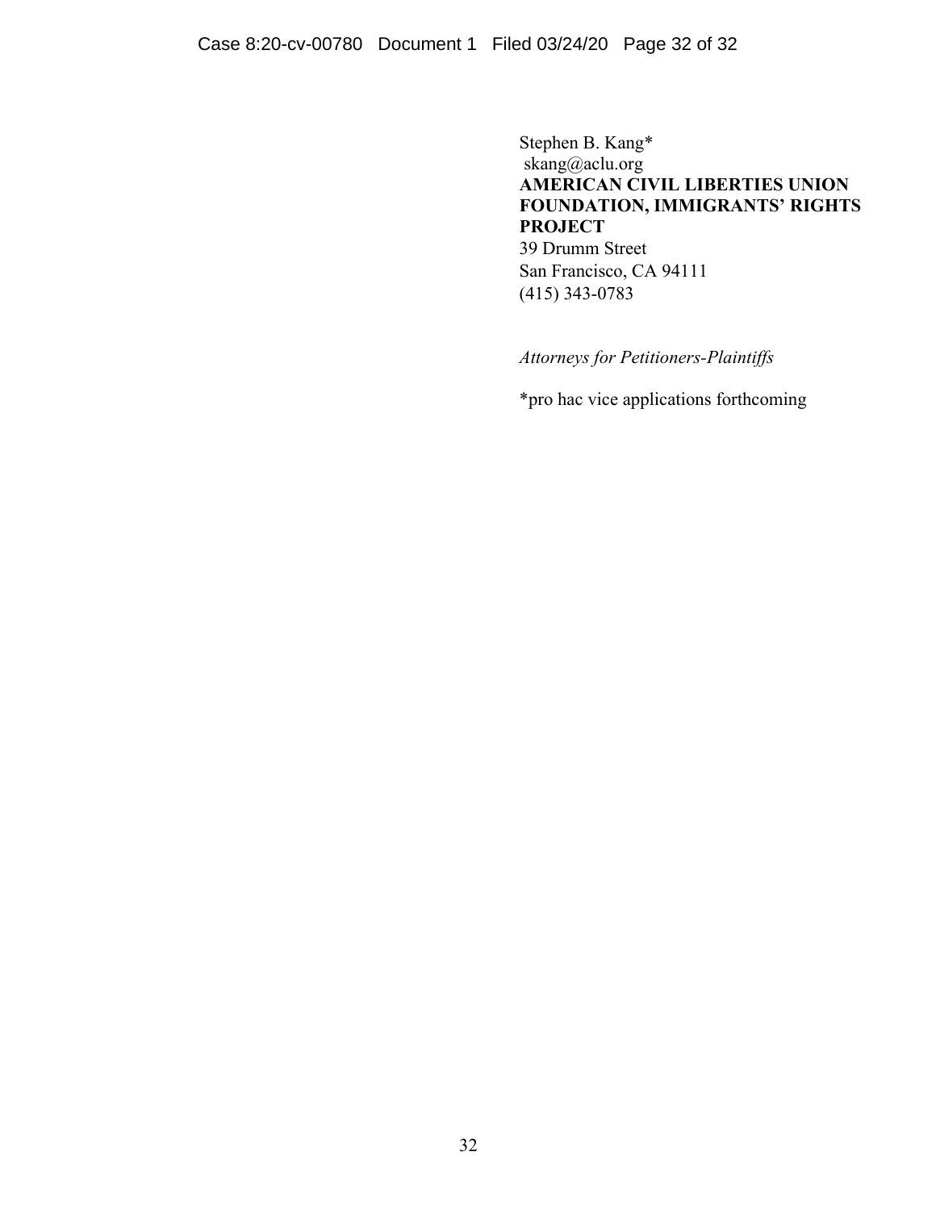Stephen B. Kang*
skang@aclu.org
**AMERICAN CIVIL LIBERTIES UNION FOUNDATION, IMMIGRANTS' RIGHTS PROJECT**
39 Drumm Street
San Francisco, CA 94111
(415) 343-0783

*Attorneys for Petitioners-Plaintiffs*

*pro hac vice applications forthcoming